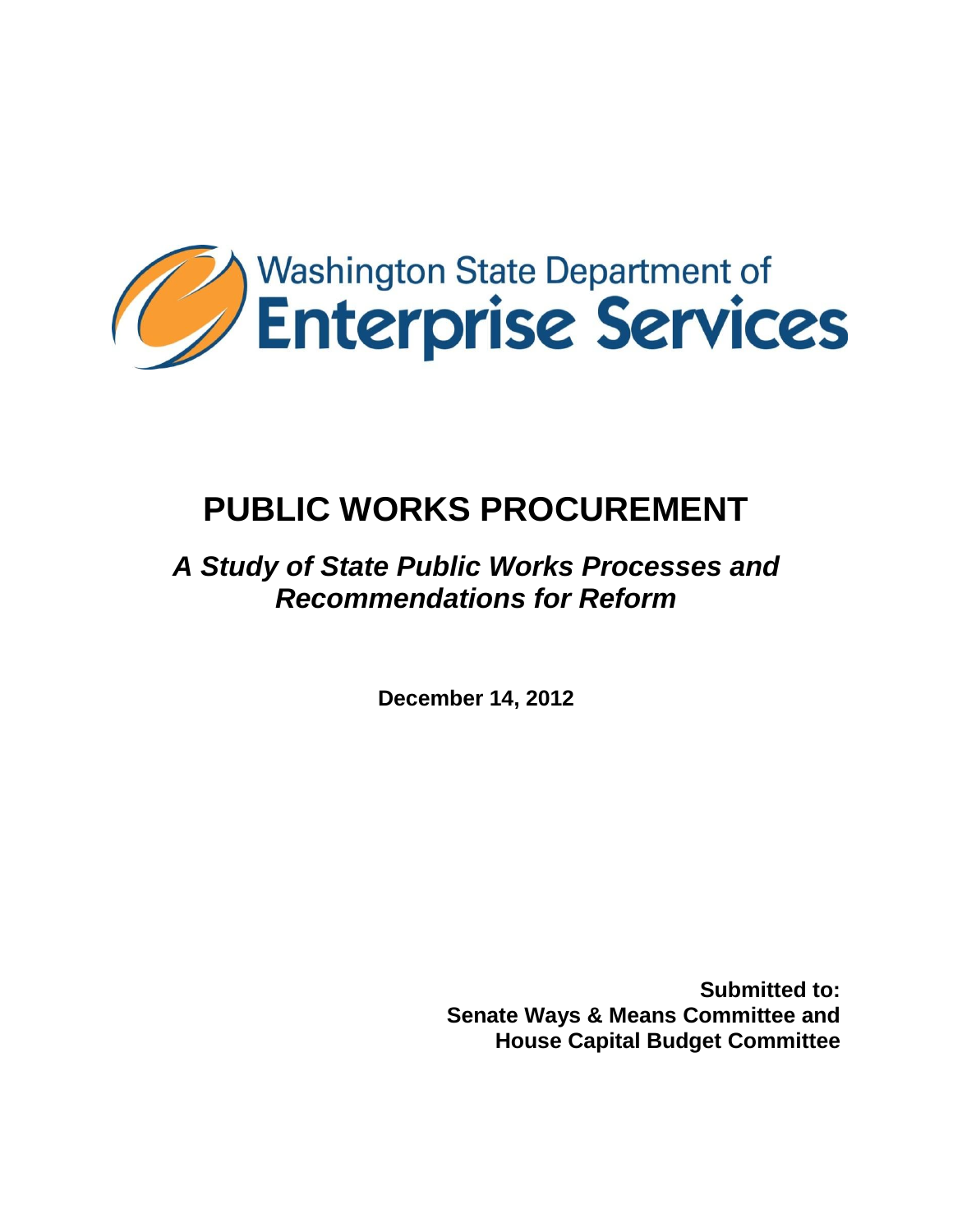Washington State Department of
**Enterprise Services**

# PUBLIC WORKS PROCUREMENT

## *A Study of State Public Works Processes and Recommendations for Reform*

**December 14, 2012**

**Submitted to:**
**Senate Ways & Means Committee and**
**House Capital Budget Committee**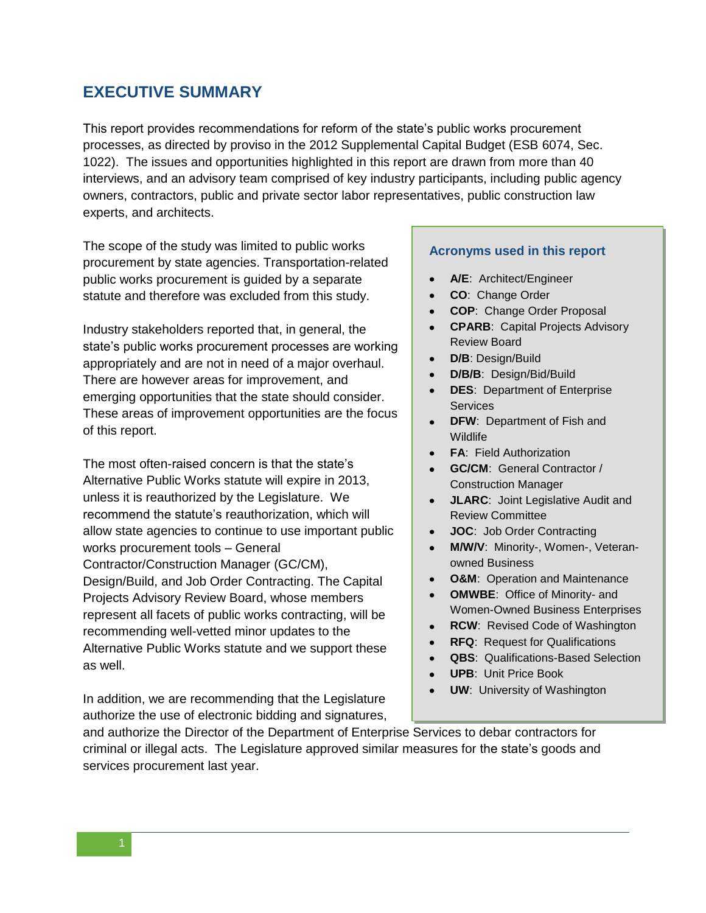# EXECUTIVE SUMMARY

This report provides recommendations for reform of the state's public works procurement processes, as directed by proviso in the 2012 Supplemental Capital Budget (ESB 6074, Sec. 1022). The issues and opportunities highlighted in this report are drawn from more than 40 interviews, and an advisory team comprised of key industry participants, including public agency owners, contractors, public and private sector labor representatives, public construction law experts, and architects.

The scope of the study was limited to public works procurement by state agencies. Transportation-related public works procurement is guided by a separate statute and therefore was excluded from this study.

Industry stakeholders reported that, in general, the state's public works procurement processes are working appropriately and are not in need of a major overhaul. There are however areas for improvement, and emerging opportunities that the state should consider. These areas of improvement opportunities are the focus of this report.

The most often-raised concern is that the state's Alternative Public Works statute will expire in 2013, unless it is reauthorized by the Legislature. We recommend the statute's reauthorization, which will allow state agencies to continue to use important public works procurement tools – General Contractor/Construction Manager (GC/CM), Design/Build, and Job Order Contracting. The Capital Projects Advisory Review Board, whose members represent all facets of public works contracting, will be recommending well-vetted minor updates to the Alternative Public Works statute and we support these as well.

In addition, we are recommending that the Legislature authorize the use of electronic bidding and signatures, and authorize the Director of the Department of Enterprise Services to debar contractors for criminal or illegal acts. The Legislature approved similar measures for the state's goods and services procurement last year.

### Acronyms used in this report

- **A/E**: Architect/Engineer
- **CO**: Change Order
- **COP**: Change Order Proposal
- **CPARB**: Capital Projects Advisory Review Board
- **D/B**: Design/Build
- **D/B/B**: Design/Bid/Build
- **DES**: Department of Enterprise Services
- **DFW**: Department of Fish and Wildlife
- **FA**: Field Authorization
- **GC/CM**: General Contractor / Construction Manager
- **JLARC**: Joint Legislative Audit and Review Committee
- **JOC**: Job Order Contracting
- **M/W/V**: Minority-, Women-, Veteran-owned Business
- **O&M**: Operation and Maintenance
- **OMWBE**: Office of Minority- and Women-Owned Business Enterprises
- **RCW**: Revised Code of Washington
- **RFQ**: Request for Qualifications
- **QBS**: Qualifications-Based Selection
- **UPB**: Unit Price Book
- **UW**: University of Washington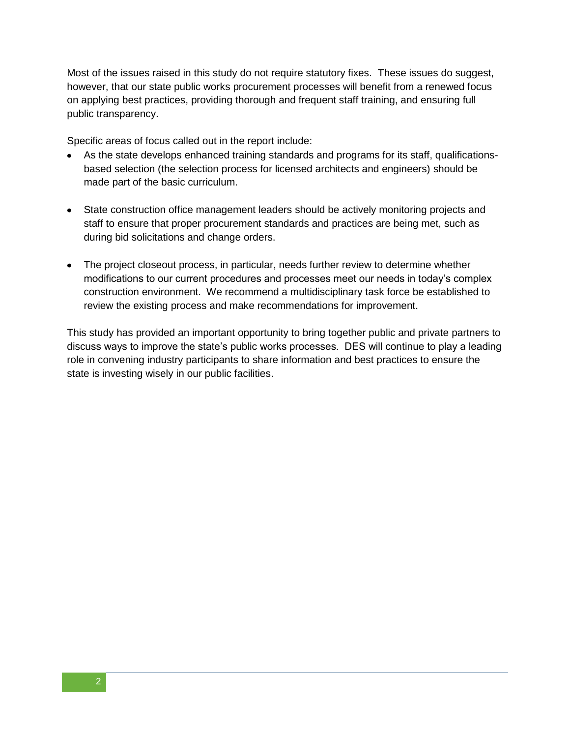Most of the issues raised in this study do not require statutory fixes. These issues do suggest, however, that our state public works procurement processes will benefit from a renewed focus on applying best practices, providing thorough and frequent staff training, and ensuring full public transparency.

Specific areas of focus called out in the report include:

- As the state develops enhanced training standards and programs for its staff, qualifications-based selection (the selection process for licensed architects and engineers) should be made part of the basic curriculum.

- State construction office management leaders should be actively monitoring projects and staff to ensure that proper procurement standards and practices are being met, such as during bid solicitations and change orders.

- The project closeout process, in particular, needs further review to determine whether modifications to our current procedures and processes meet our needs in today's complex construction environment. We recommend a multidisciplinary task force be established to review the existing process and make recommendations for improvement.

This study has provided an important opportunity to bring together public and private partners to discuss ways to improve the state's public works processes. DES will continue to play a leading role in convening industry participants to share information and best practices to ensure the state is investing wisely in our public facilities.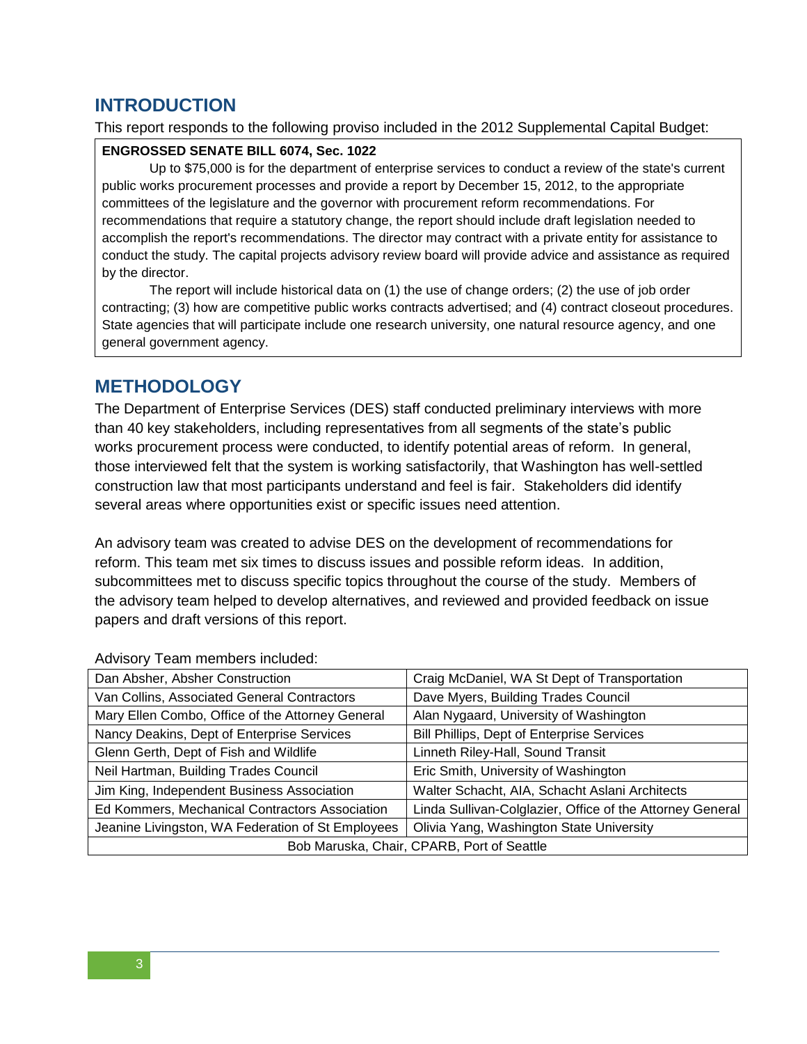## INTRODUCTION

This report responds to the following proviso included in the 2012 Supplemental Capital Budget:

**ENGROSSED SENATE BILL 6074, Sec. 1022**

Up to $75,000 is for the department of enterprise services to conduct a review of the state's current public works procurement processes and provide a report by December 15, 2012, to the appropriate committees of the legislature and the governor with procurement reform recommendations. For recommendations that require a statutory change, the report should include draft legislation needed to accomplish the report's recommendations. The director may contract with a private entity for assistance to conduct the study. The capital projects advisory review board will provide advice and assistance as required by the director.

The report will include historical data on (1) the use of change orders; (2) the use of job order contracting; (3) how are competitive public works contracts advertised; and (4) contract closeout procedures. State agencies that will participate include one research university, one natural resource agency, and one general government agency.

## METHODOLOGY

The Department of Enterprise Services (DES) staff conducted preliminary interviews with more than 40 key stakeholders, including representatives from all segments of the state's public works procurement process were conducted, to identify potential areas of reform. In general, those interviewed felt that the system is working satisfactorily, that Washington has well-settled construction law that most participants understand and feel is fair. Stakeholders did identify several areas where opportunities exist or specific issues need attention.

An advisory team was created to advise DES on the development of recommendations for reform. This team met six times to discuss issues and possible reform ideas. In addition, subcommittees met to discuss specific topics throughout the course of the study. Members of the advisory team helped to develop alternatives, and reviewed and provided feedback on issue papers and draft versions of this report.

Advisory Team members included:

| | |
|---|---|
| Dan Absher, Absher Construction | Craig McDaniel, WA St Dept of Transportation |
| Van Collins, Associated General Contractors | Dave Myers, Building Trades Council |
| Mary Ellen Combo, Office of the Attorney General | Alan Nygaard, University of Washington |
| Nancy Deakins, Dept of Enterprise Services | Bill Phillips, Dept of Enterprise Services |
| Glenn Gerth, Dept of Fish and Wildlife | Linneth Riley-Hall, Sound Transit |
| Neil Hartman, Building Trades Council | Eric Smith, University of Washington |
| Jim King, Independent Business Association | Walter Schacht, AIA, Schacht Aslani Architects |
| Ed Kommers, Mechanical Contractors Association | Linda Sullivan-Colglazier, Office of the Attorney General |
| Jeanine Livingston, WA Federation of St Employees | Olivia Yang, Washington State University |
| Bob Maruska, Chair, CPARB, Port of Seattle | |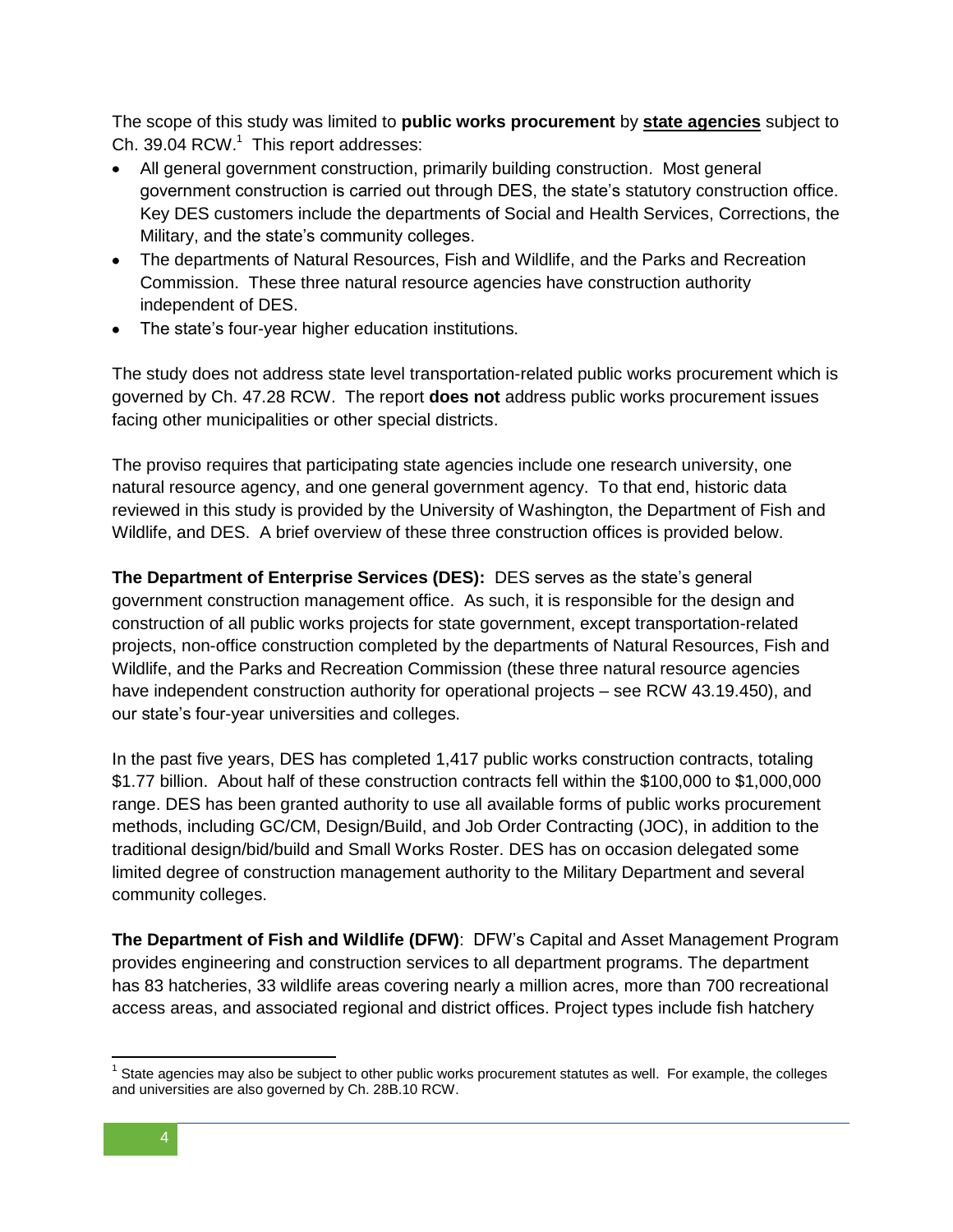The scope of this study was limited to **public works procurement** by **state agencies** subject to Ch. 39.04 RCW.[1] This report addresses:

- All general government construction, primarily building construction. Most general government construction is carried out through DES, the state's statutory construction office. Key DES customers include the departments of Social and Health Services, Corrections, the Military, and the state's community colleges.
- The departments of Natural Resources, Fish and Wildlife, and the Parks and Recreation Commission. These three natural resource agencies have construction authority independent of DES.
- The state's four-year higher education institutions.

The study does not address state level transportation-related public works procurement which is governed by Ch. 47.28 RCW. The report **does not** address public works procurement issues facing other municipalities or other special districts.

The proviso requires that participating state agencies include one research university, one natural resource agency, and one general government agency. To that end, historic data reviewed in this study is provided by the University of Washington, the Department of Fish and Wildlife, and DES. A brief overview of these three construction offices is provided below.

**The Department of Enterprise Services (DES):** DES serves as the state's general government construction management office. As such, it is responsible for the design and construction of all public works projects for state government, except transportation-related projects, non-office construction completed by the departments of Natural Resources, Fish and Wildlife, and the Parks and Recreation Commission (these three natural resource agencies have independent construction authority for operational projects – see RCW 43.19.450), and our state's four-year universities and colleges.

In the past five years, DES has completed 1,417 public works construction contracts, totaling $1.77 billion. About half of these construction contracts fell within the $100,000 to $1,000,000 range. DES has been granted authority to use all available forms of public works procurement methods, including GC/CM, Design/Build, and Job Order Contracting (JOC), in addition to the traditional design/bid/build and Small Works Roster. DES has on occasion delegated some limited degree of construction management authority to the Military Department and several community colleges.

**The Department of Fish and Wildlife (DFW)**: DFW's Capital and Asset Management Program provides engineering and construction services to all department programs. The department has 83 hatcheries, 33 wildlife areas covering nearly a million acres, more than 700 recreational access areas, and associated regional and district offices. Project types include fish hatchery

[1] State agencies may also be subject to other public works procurement statutes as well. For example, the colleges and universities are also governed by Ch. 28B.10 RCW.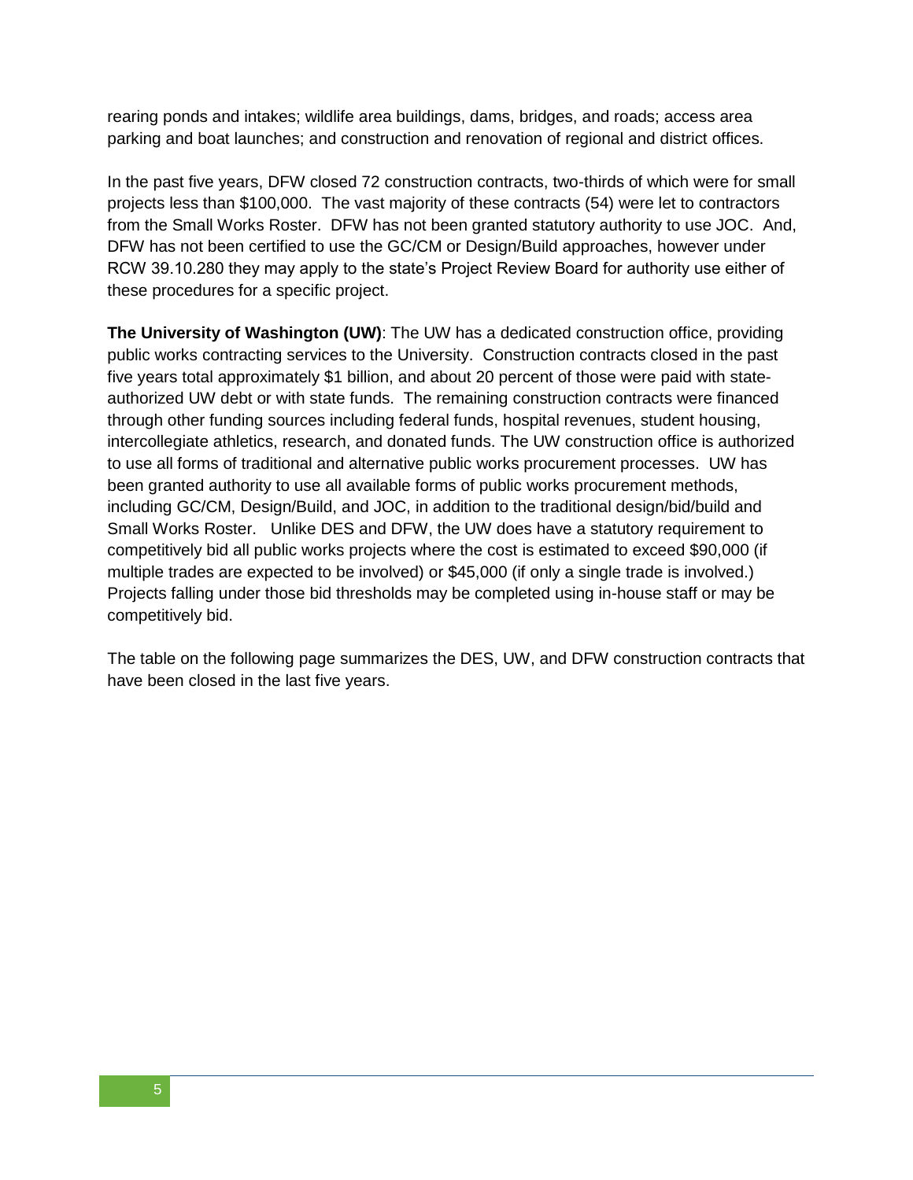rearing ponds and intakes; wildlife area buildings, dams, bridges, and roads; access area parking and boat launches; and construction and renovation of regional and district offices.

In the past five years, DFW closed 72 construction contracts, two-thirds of which were for small projects less than $100,000. The vast majority of these contracts (54) were let to contractors from the Small Works Roster. DFW has not been granted statutory authority to use JOC. And, DFW has not been certified to use the GC/CM or Design/Build approaches, however under RCW 39.10.280 they may apply to the state's Project Review Board for authority use either of these procedures for a specific project.

**The University of Washington (UW)**: The UW has a dedicated construction office, providing public works contracting services to the University. Construction contracts closed in the past five years total approximately $1 billion, and about 20 percent of those were paid with state-authorized UW debt or with state funds. The remaining construction contracts were financed through other funding sources including federal funds, hospital revenues, student housing, intercollegiate athletics, research, and donated funds. The UW construction office is authorized to use all forms of traditional and alternative public works procurement processes. UW has been granted authority to use all available forms of public works procurement methods, including GC/CM, Design/Build, and JOC, in addition to the traditional design/bid/build and Small Works Roster. Unlike DES and DFW, the UW does have a statutory requirement to competitively bid all public works projects where the cost is estimated to exceed $90,000 (if multiple trades are expected to be involved) or $45,000 (if only a single trade is involved.) Projects falling under those bid thresholds may be completed using in-house staff or may be competitively bid.

The table on the following page summarizes the DES, UW, and DFW construction contracts that have been closed in the last five years.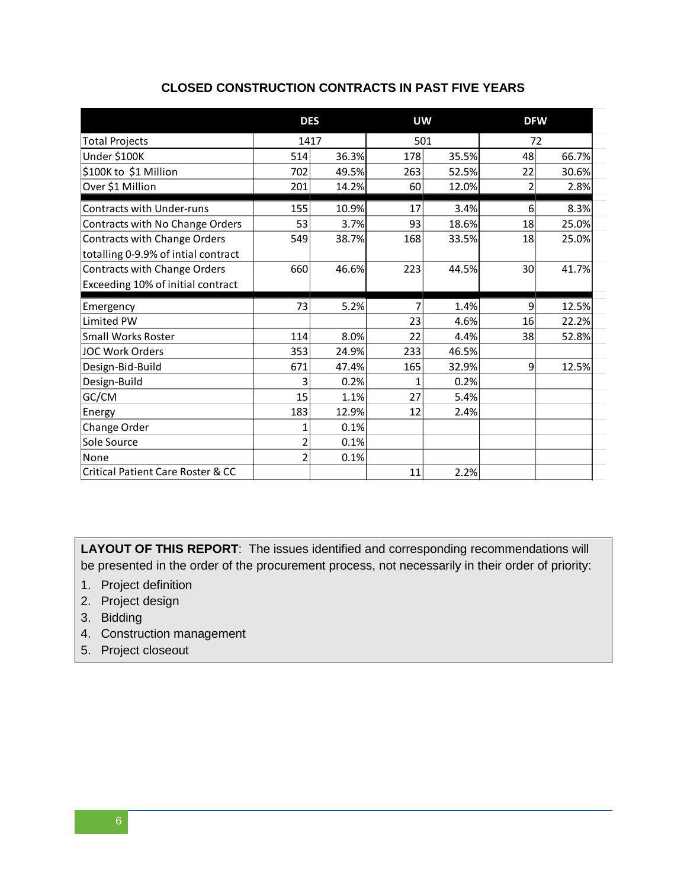**CLOSED CONSTRUCTION CONTRACTS IN PAST FIVE YEARS**

| | DES | | UW | | DFW | |
|---|---|---|---|---|---|---|
| Total Projects | 1417 | | 501 | | 72 | |
| Under $100K | 514 | 36.3% | 178 | 35.5% | 48 | 66.7% |
| $100K to $1 Million | 702 | 49.5% | 263 | 52.5% | 22 | 30.6% |
| Over $1 Million | 201 | 14.2% | 60 | 12.0% | 2 | 2.8% |
| Contracts with Under-runs | 155 | 10.9% | 17 | 3.4% | 6 | 8.3% |
| Contracts with No Change Orders | 53 | 3.7% | 93 | 18.6% | 18 | 25.0% |
| Contracts with Change Orders totalling 0-9.9% of intial contract | 549 | 38.7% | 168 | 33.5% | 18 | 25.0% |
| Contracts with Change Orders Exceeding 10% of initial contract | 660 | 46.6% | 223 | 44.5% | 30 | 41.7% |
| Emergency | 73 | 5.2% | 7 | 1.4% | 9 | 12.5% |
| Limited PW | | | 23 | 4.6% | 16 | 22.2% |
| Small Works Roster | 114 | 8.0% | 22 | 4.4% | 38 | 52.8% |
| JOC Work Orders | 353 | 24.9% | 233 | 46.5% | | |
| Design-Bid-Build | 671 | 47.4% | 165 | 32.9% | 9 | 12.5% |
| Design-Build | 3 | 0.2% | 1 | 0.2% | | |
| GC/CM | 15 | 1.1% | 27 | 5.4% | | |
| Energy | 183 | 12.9% | 12 | 2.4% | | |
| Change Order | 1 | 0.1% | | | | |
| Sole Source | 2 | 0.1% | | | | |
| None | 2 | 0.1% | | | | |
| Critical Patient Care Roster & CC | | | 11 | 2.2% | | |

**LAYOUT OF THIS REPORT**: The issues identified and corresponding recommendations will be presented in the order of the procurement process, not necessarily in their order of priority:

1. Project definition
2. Project design
3. Bidding
4. Construction management
5. Project closeout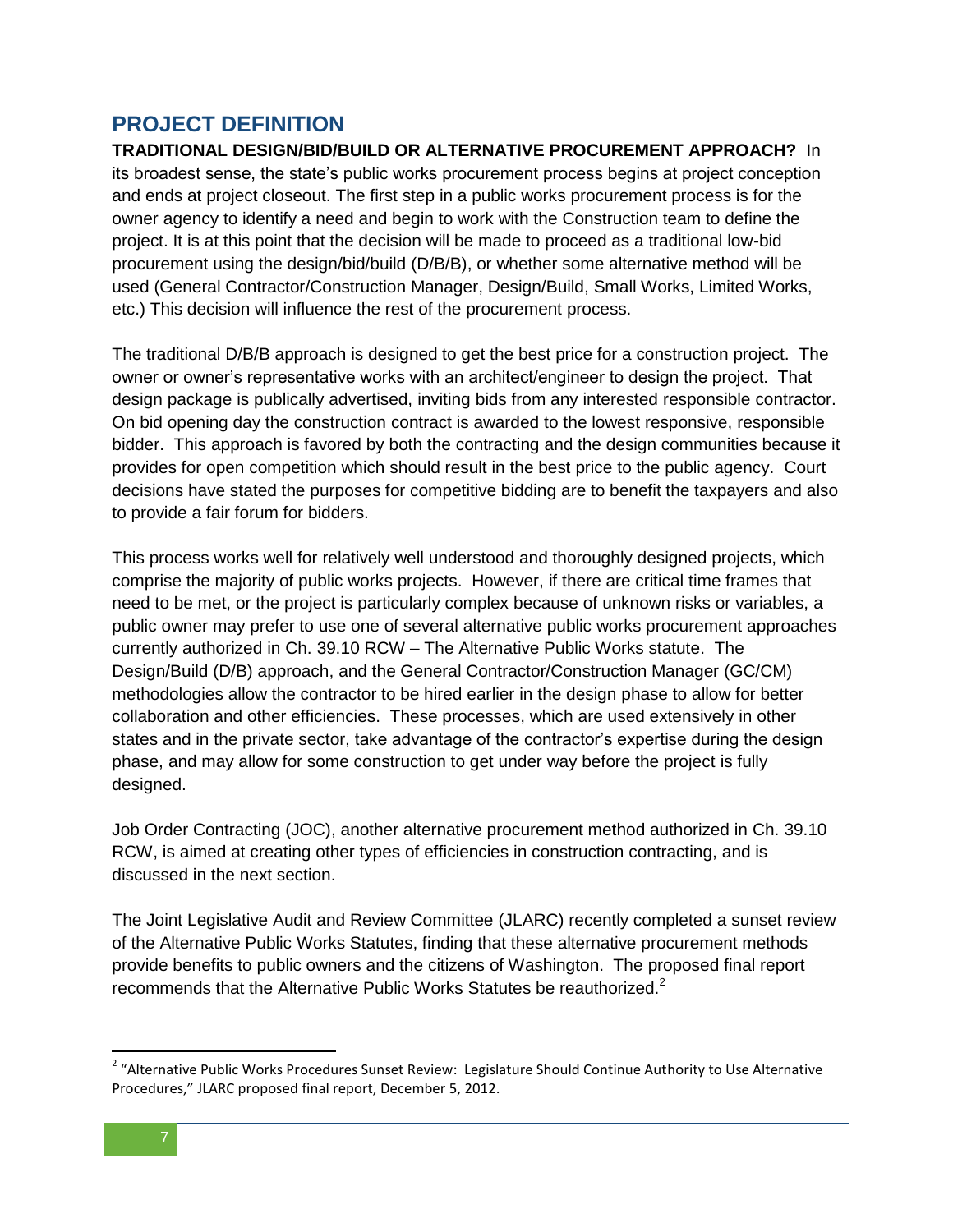## PROJECT DEFINITION

**TRADITIONAL DESIGN/BID/BUILD OR ALTERNATIVE PROCUREMENT APPROACH?** In its broadest sense, the state's public works procurement process begins at project conception and ends at project closeout. The first step in a public works procurement process is for the owner agency to identify a need and begin to work with the Construction team to define the project. It is at this point that the decision will be made to proceed as a traditional low-bid procurement using the design/bid/build (D/B/B), or whether some alternative method will be used (General Contractor/Construction Manager, Design/Build, Small Works, Limited Works, etc.) This decision will influence the rest of the procurement process.

The traditional D/B/B approach is designed to get the best price for a construction project. The owner or owner's representative works with an architect/engineer to design the project. That design package is publically advertised, inviting bids from any interested responsible contractor. On bid opening day the construction contract is awarded to the lowest responsive, responsible bidder. This approach is favored by both the contracting and the design communities because it provides for open competition which should result in the best price to the public agency. Court decisions have stated the purposes for competitive bidding are to benefit the taxpayers and also to provide a fair forum for bidders.

This process works well for relatively well understood and thoroughly designed projects, which comprise the majority of public works projects. However, if there are critical time frames that need to be met, or the project is particularly complex because of unknown risks or variables, a public owner may prefer to use one of several alternative public works procurement approaches currently authorized in Ch. 39.10 RCW – The Alternative Public Works statute. The Design/Build (D/B) approach, and the General Contractor/Construction Manager (GC/CM) methodologies allow the contractor to be hired earlier in the design phase to allow for better collaboration and other efficiencies. These processes, which are used extensively in other states and in the private sector, take advantage of the contractor's expertise during the design phase, and may allow for some construction to get under way before the project is fully designed.

Job Order Contracting (JOC), another alternative procurement method authorized in Ch. 39.10 RCW, is aimed at creating other types of efficiencies in construction contracting, and is discussed in the next section.

The Joint Legislative Audit and Review Committee (JLARC) recently completed a sunset review of the Alternative Public Works Statutes, finding that these alternative procurement methods provide benefits to public owners and the citizens of Washington. The proposed final report recommends that the Alternative Public Works Statutes be reauthorized.[2]

[2] "Alternative Public Works Procedures Sunset Review: Legislature Should Continue Authority to Use Alternative Procedures," JLARC proposed final report, December 5, 2012.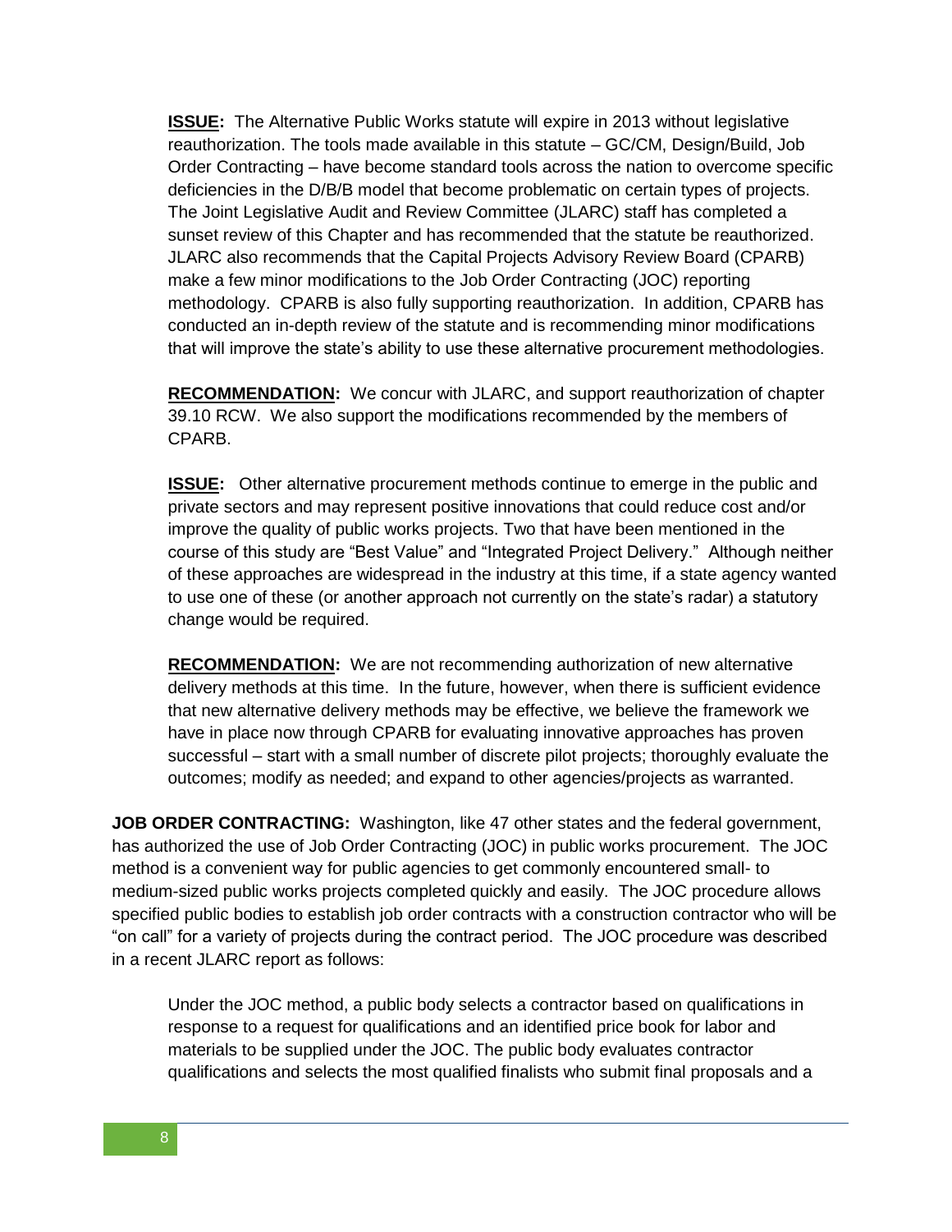**ISSUE:** The Alternative Public Works statute will expire in 2013 without legislative reauthorization. The tools made available in this statute – GC/CM, Design/Build, Job Order Contracting – have become standard tools across the nation to overcome specific deficiencies in the D/B/B model that become problematic on certain types of projects. The Joint Legislative Audit and Review Committee (JLARC) staff has completed a sunset review of this Chapter and has recommended that the statute be reauthorized. JLARC also recommends that the Capital Projects Advisory Review Board (CPARB) make a few minor modifications to the Job Order Contracting (JOC) reporting methodology. CPARB is also fully supporting reauthorization. In addition, CPARB has conducted an in-depth review of the statute and is recommending minor modifications that will improve the state's ability to use these alternative procurement methodologies.

**RECOMMENDATION:** We concur with JLARC, and support reauthorization of chapter 39.10 RCW. We also support the modifications recommended by the members of CPARB.

**ISSUE:** Other alternative procurement methods continue to emerge in the public and private sectors and may represent positive innovations that could reduce cost and/or improve the quality of public works projects. Two that have been mentioned in the course of this study are "Best Value" and "Integrated Project Delivery." Although neither of these approaches are widespread in the industry at this time, if a state agency wanted to use one of these (or another approach not currently on the state's radar) a statutory change would be required.

**RECOMMENDATION:** We are not recommending authorization of new alternative delivery methods at this time. In the future, however, when there is sufficient evidence that new alternative delivery methods may be effective, we believe the framework we have in place now through CPARB for evaluating innovative approaches has proven successful – start with a small number of discrete pilot projects; thoroughly evaluate the outcomes; modify as needed; and expand to other agencies/projects as warranted.

**JOB ORDER CONTRACTING:** Washington, like 47 other states and the federal government, has authorized the use of Job Order Contracting (JOC) in public works procurement. The JOC method is a convenient way for public agencies to get commonly encountered small- to medium-sized public works projects completed quickly and easily. The JOC procedure allows specified public bodies to establish job order contracts with a construction contractor who will be "on call" for a variety of projects during the contract period. The JOC procedure was described in a recent JLARC report as follows:

> Under the JOC method, a public body selects a contractor based on qualifications in response to a request for qualifications and an identified price book for labor and materials to be supplied under the JOC. The public body evaluates contractor qualifications and selects the most qualified finalists who submit final proposals and a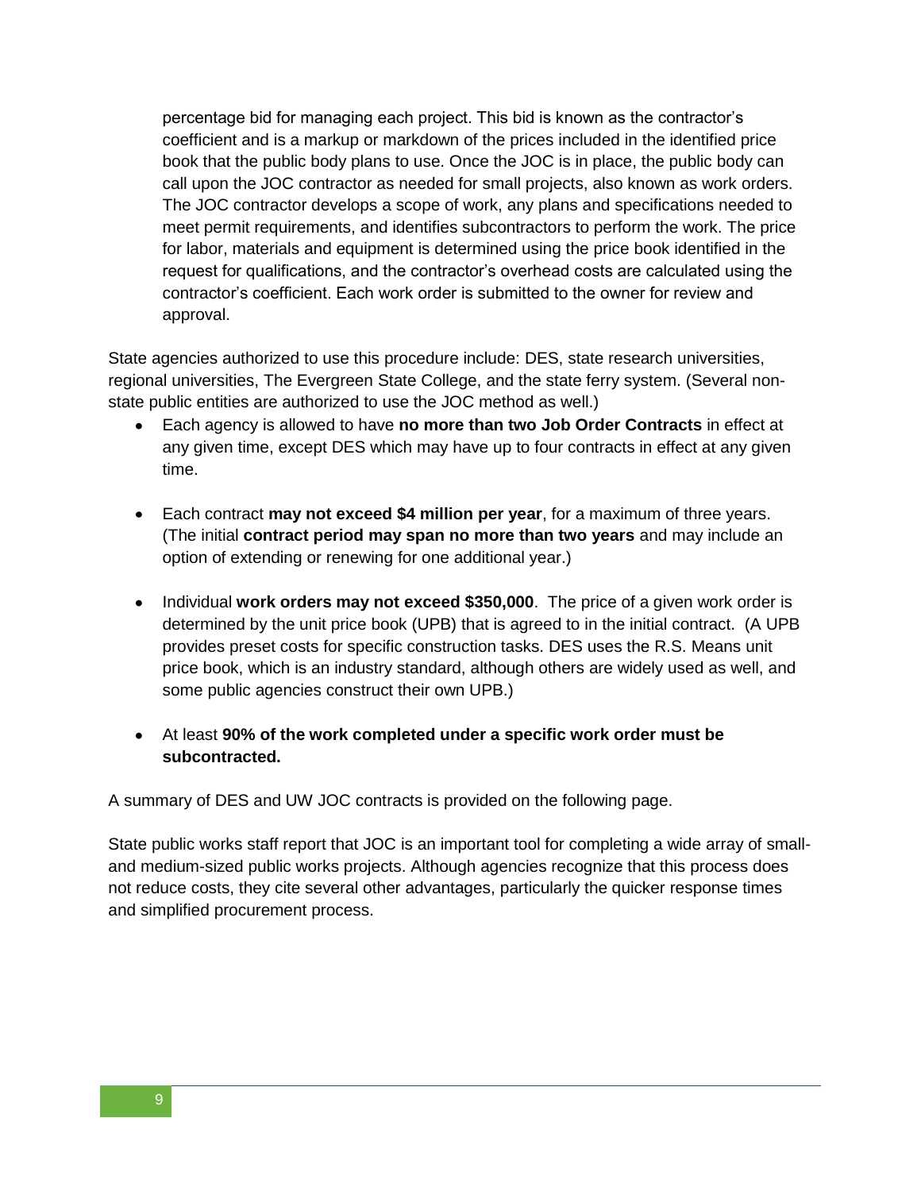percentage bid for managing each project. This bid is known as the contractor's coefficient and is a markup or markdown of the prices included in the identified price book that the public body plans to use. Once the JOC is in place, the public body can call upon the JOC contractor as needed for small projects, also known as work orders. The JOC contractor develops a scope of work, any plans and specifications needed to meet permit requirements, and identifies subcontractors to perform the work. The price for labor, materials and equipment is determined using the price book identified in the request for qualifications, and the contractor's overhead costs are calculated using the contractor's coefficient. Each work order is submitted to the owner for review and approval.

State agencies authorized to use this procedure include: DES, state research universities, regional universities, The Evergreen State College, and the state ferry system. (Several non-state public entities are authorized to use the JOC method as well.)

- Each agency is allowed to have **no more than two Job Order Contracts** in effect at any given time, except DES which may have up to four contracts in effect at any given time.
- Each contract **may not exceed $4 million per year**, for a maximum of three years. (The initial **contract period may span no more than two years** and may include an option of extending or renewing for one additional year.)
- Individual **work orders may not exceed $350,000**. The price of a given work order is determined by the unit price book (UPB) that is agreed to in the initial contract. (A UPB provides preset costs for specific construction tasks. DES uses the R.S. Means unit price book, which is an industry standard, although others are widely used as well, and some public agencies construct their own UPB.)
- At least **90% of the work completed under a specific work order must be subcontracted.**

A summary of DES and UW JOC contracts is provided on the following page.

State public works staff report that JOC is an important tool for completing a wide array of small- and medium-sized public works projects. Although agencies recognize that this process does not reduce costs, they cite several other advantages, particularly the quicker response times and simplified procurement process.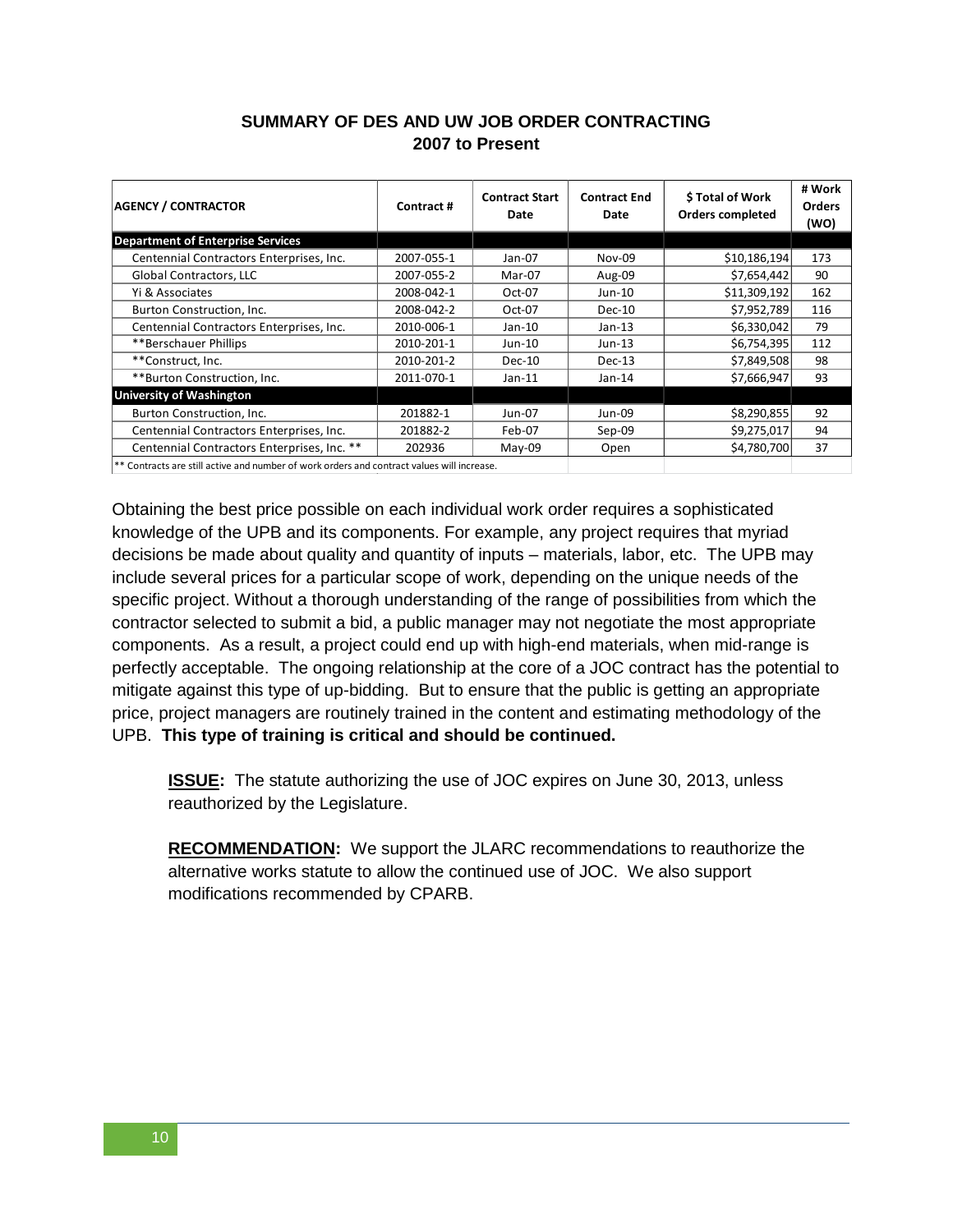## SUMMARY OF DES AND UW JOB ORDER CONTRACTING
## 2007 to Present

| AGENCY / CONTRACTOR | Contract # | Contract Start Date | Contract End Date | $ Total of Work Orders completed | # Work Orders (WO) |
|---|---|---|---|---|---|
| **Department of Enterprise Services** | | | | | |
| Centennial Contractors Enterprises, Inc. | 2007-055-1 | Jan-07 | Nov-09 | $10,186,194 | 173 |
| Global Contractors, LLC | 2007-055-2 | Mar-07 | Aug-09 | $7,654,442 | 90 |
| Yi & Associates | 2008-042-1 | Oct-07 | Jun-10 | $11,309,192 | 162 |
| Burton Construction, Inc. | 2008-042-2 | Oct-07 | Dec-10 | $7,952,789 | 116 |
| Centennial Contractors Enterprises, Inc. | 2010-006-1 | Jan-10 | Jan-13 | $6,330,042 | 79 |
| **Berschauer Phillips | 2010-201-1 | Jun-10 | Jun-13 | $6,754,395 | 112 |
| **Construct, Inc. | 2010-201-2 | Dec-10 | Dec-13 | $7,849,508 | 98 |
| **Burton Construction, Inc. | 2011-070-1 | Jan-11 | Jan-14 | $7,666,947 | 93 |
| **University of Washington** | | | | | |
| Burton Construction, Inc. | 201882-1 | Jun-07 | Jun-09 | $8,290,855 | 92 |
| Centennial Contractors Enterprises, Inc. | 201882-2 | Feb-07 | Sep-09 | $9,275,017 | 94 |
| Centennial Contractors Enterprises, Inc. ** | 202936 | May-09 | Open | $4,780,700 | 37 |

** Contracts are still active and number of work orders and contract values will increase.

Obtaining the best price possible on each individual work order requires a sophisticated knowledge of the UPB and its components. For example, any project requires that myriad decisions be made about quality and quantity of inputs – materials, labor, etc. The UPB may include several prices for a particular scope of work, depending on the unique needs of the specific project. Without a thorough understanding of the range of possibilities from which the contractor selected to submit a bid, a public manager may not negotiate the most appropriate components. As a result, a project could end up with high-end materials, when mid-range is perfectly acceptable. The ongoing relationship at the core of a JOC contract has the potential to mitigate against this type of up-bidding. But to ensure that the public is getting an appropriate price, project managers are routinely trained in the content and estimating methodology of the UPB. **This type of training is critical and should be continued.**

**ISSUE:** The statute authorizing the use of JOC expires on June 30, 2013, unless reauthorized by the Legislature.

**RECOMMENDATION:** We support the JLARC recommendations to reauthorize the alternative works statute to allow the continued use of JOC. We also support modifications recommended by CPARB.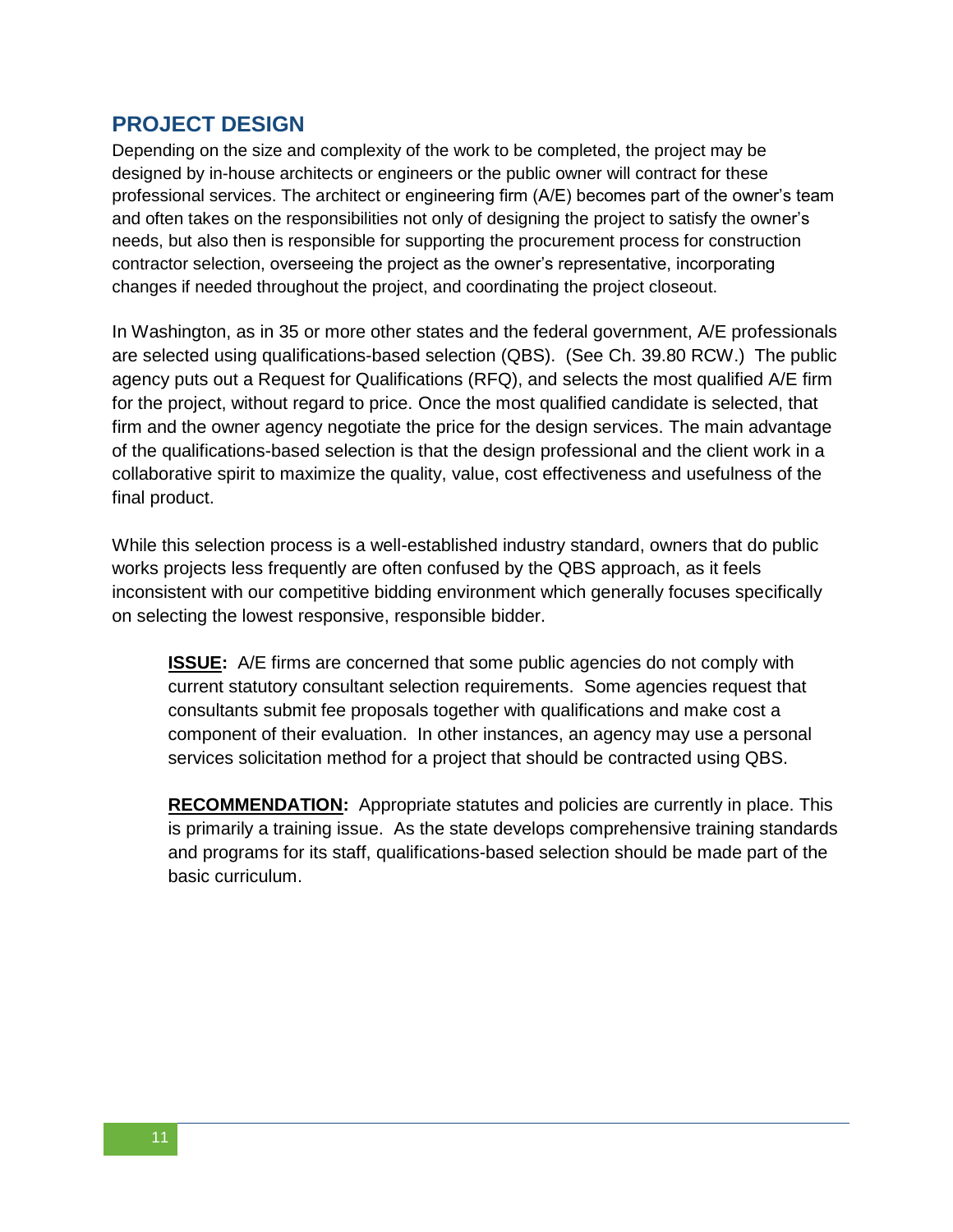## PROJECT DESIGN

Depending on the size and complexity of the work to be completed, the project may be designed by in-house architects or engineers or the public owner will contract for these professional services. The architect or engineering firm (A/E) becomes part of the owner's team and often takes on the responsibilities not only of designing the project to satisfy the owner's needs, but also then is responsible for supporting the procurement process for construction contractor selection, overseeing the project as the owner's representative, incorporating changes if needed throughout the project, and coordinating the project closeout.

In Washington, as in 35 or more other states and the federal government, A/E professionals are selected using qualifications-based selection (QBS). (See Ch. 39.80 RCW.) The public agency puts out a Request for Qualifications (RFQ), and selects the most qualified A/E firm for the project, without regard to price. Once the most qualified candidate is selected, that firm and the owner agency negotiate the price for the design services. The main advantage of the qualifications-based selection is that the design professional and the client work in a collaborative spirit to maximize the quality, value, cost effectiveness and usefulness of the final product.

While this selection process is a well-established industry standard, owners that do public works projects less frequently are often confused by the QBS approach, as it feels inconsistent with our competitive bidding environment which generally focuses specifically on selecting the lowest responsive, responsible bidder.

> **ISSUE:** A/E firms are concerned that some public agencies do not comply with current statutory consultant selection requirements. Some agencies request that consultants submit fee proposals together with qualifications and make cost a component of their evaluation. In other instances, an agency may use a personal services solicitation method for a project that should be contracted using QBS.
>
> **RECOMMENDATION:** Appropriate statutes and policies are currently in place. This is primarily a training issue. As the state develops comprehensive training standards and programs for its staff, qualifications-based selection should be made part of the basic curriculum.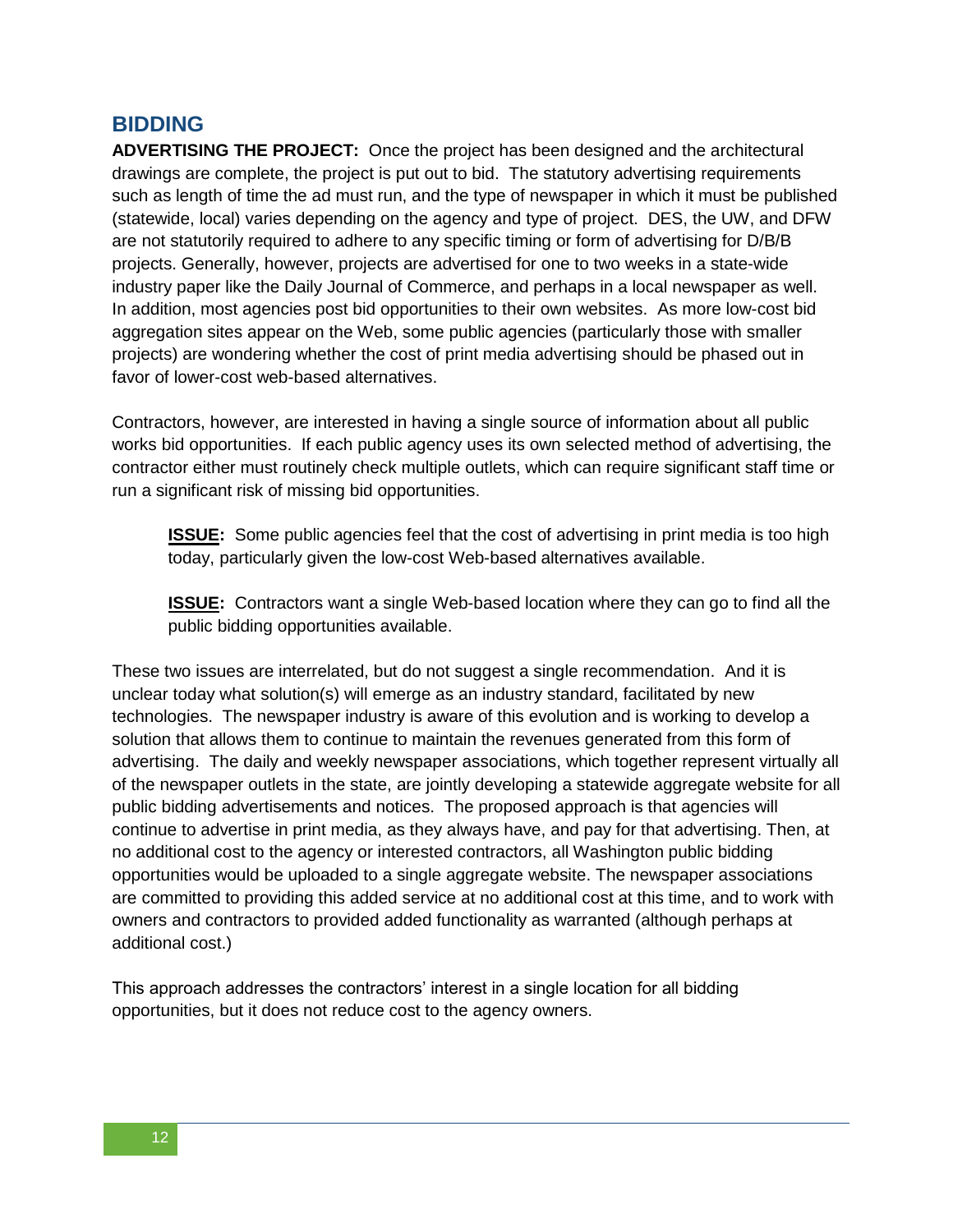## BIDDING

**ADVERTISING THE PROJECT:** Once the project has been designed and the architectural drawings are complete, the project is put out to bid. The statutory advertising requirements such as length of time the ad must run, and the type of newspaper in which it must be published (statewide, local) varies depending on the agency and type of project. DES, the UW, and DFW are not statutorily required to adhere to any specific timing or form of advertising for D/B/B projects. Generally, however, projects are advertised for one to two weeks in a state-wide industry paper like the Daily Journal of Commerce, and perhaps in a local newspaper as well. In addition, most agencies post bid opportunities to their own websites. As more low-cost bid aggregation sites appear on the Web, some public agencies (particularly those with smaller projects) are wondering whether the cost of print media advertising should be phased out in favor of lower-cost web-based alternatives.

Contractors, however, are interested in having a single source of information about all public works bid opportunities. If each public agency uses its own selected method of advertising, the contractor either must routinely check multiple outlets, which can require significant staff time or run a significant risk of missing bid opportunities.

> **ISSUE:** Some public agencies feel that the cost of advertising in print media is too high today, particularly given the low-cost Web-based alternatives available.
>
> **ISSUE:** Contractors want a single Web-based location where they can go to find all the public bidding opportunities available.

These two issues are interrelated, but do not suggest a single recommendation. And it is unclear today what solution(s) will emerge as an industry standard, facilitated by new technologies. The newspaper industry is aware of this evolution and is working to develop a solution that allows them to continue to maintain the revenues generated from this form of advertising. The daily and weekly newspaper associations, which together represent virtually all of the newspaper outlets in the state, are jointly developing a statewide aggregate website for all public bidding advertisements and notices. The proposed approach is that agencies will continue to advertise in print media, as they always have, and pay for that advertising. Then, at no additional cost to the agency or interested contractors, all Washington public bidding opportunities would be uploaded to a single aggregate website. The newspaper associations are committed to providing this added service at no additional cost at this time, and to work with owners and contractors to provided added functionality as warranted (although perhaps at additional cost.)

This approach addresses the contractors' interest in a single location for all bidding opportunities, but it does not reduce cost to the agency owners.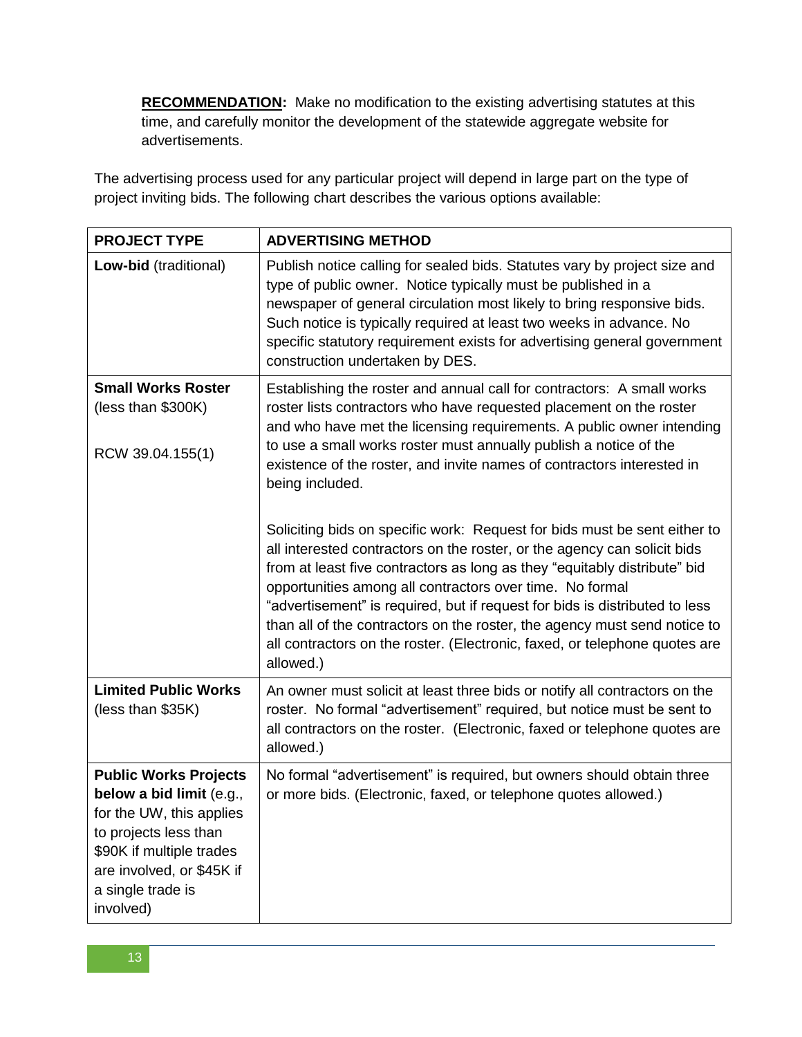**RECOMMENDATION:** Make no modification to the existing advertising statutes at this time, and carefully monitor the development of the statewide aggregate website for advertisements.

The advertising process used for any particular project will depend in large part on the type of project inviting bids. The following chart describes the various options available:

| PROJECT TYPE | ADVERTISING METHOD |
| --- | --- |
| **Low-bid** (traditional) | Publish notice calling for sealed bids. Statutes vary by project size and type of public owner. Notice typically must be published in a newspaper of general circulation most likely to bring responsive bids. Such notice is typically required at least two weeks in advance. No specific statutory requirement exists for advertising general government construction undertaken by DES. |
| **Small Works Roster** (less than $300K)<br><br>RCW 39.04.155(1) | Establishing the roster and annual call for contractors: A small works roster lists contractors who have requested placement on the roster and who have met the licensing requirements. A public owner intending to use a small works roster must annually publish a notice of the existence of the roster, and invite names of contractors interested in being included.<br><br>Soliciting bids on specific work: Request for bids must be sent either to all interested contractors on the roster, or the agency can solicit bids from at least five contractors as long as they "equitably distribute" bid opportunities among all contractors over time. No formal "advertisement" is required, but if request for bids is distributed to less than all of the contractors on the roster, the agency must send notice to all contractors on the roster. (Electronic, faxed, or telephone quotes are allowed.) |
| **Limited Public Works** (less than $35K) | An owner must solicit at least three bids or notify all contractors on the roster. No formal "advertisement" required, but notice must be sent to all contractors on the roster. (Electronic, faxed or telephone quotes are allowed.) |
| **Public Works Projects below a bid limit** (e.g., for the UW, this applies to projects less than $90K if multiple trades are involved, or $45K if a single trade is involved) | No formal "advertisement" is required, but owners should obtain three or more bids. (Electronic, faxed, or telephone quotes allowed.) |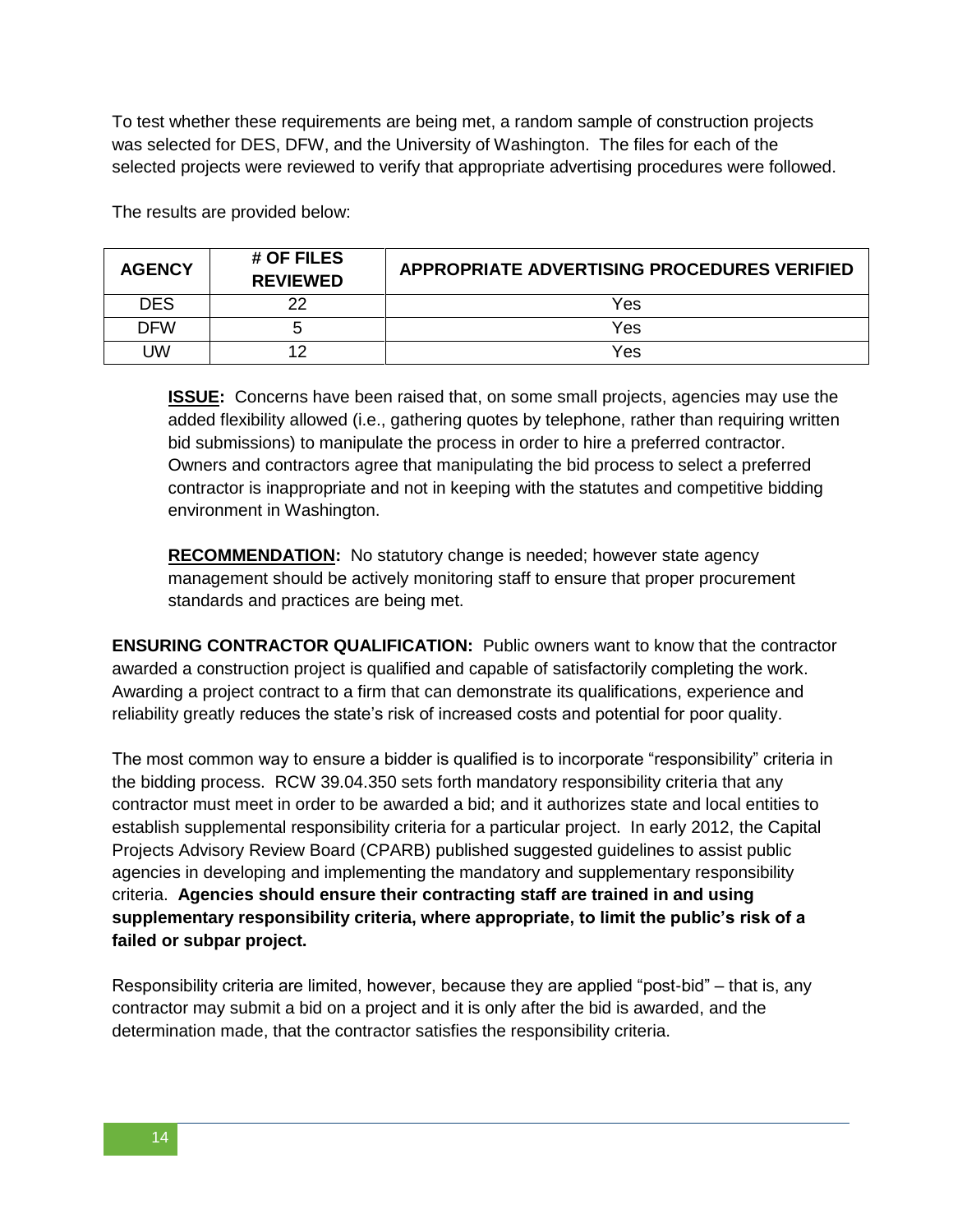To test whether these requirements are being met, a random sample of construction projects was selected for DES, DFW, and the University of Washington. The files for each of the selected projects were reviewed to verify that appropriate advertising procedures were followed.

The results are provided below:

| AGENCY | # OF FILES REVIEWED | APPROPRIATE ADVERTISING PROCEDURES VERIFIED |
|---|---|---|
| DES | 22 | Yes |
| DFW | 5 | Yes |
| UW | 12 | Yes |

> **ISSUE:** Concerns have been raised that, on some small projects, agencies may use the added flexibility allowed (i.e., gathering quotes by telephone, rather than requiring written bid submissions) to manipulate the process in order to hire a preferred contractor. Owners and contractors agree that manipulating the bid process to select a preferred contractor is inappropriate and not in keeping with the statutes and competitive bidding environment in Washington.
>
> **RECOMMENDATION:** No statutory change is needed; however state agency management should be actively monitoring staff to ensure that proper procurement standards and practices are being met.

**ENSURING CONTRACTOR QUALIFICATION:** Public owners want to know that the contractor awarded a construction project is qualified and capable of satisfactorily completing the work. Awarding a project contract to a firm that can demonstrate its qualifications, experience and reliability greatly reduces the state's risk of increased costs and potential for poor quality.

The most common way to ensure a bidder is qualified is to incorporate "responsibility" criteria in the bidding process. RCW 39.04.350 sets forth mandatory responsibility criteria that any contractor must meet in order to be awarded a bid; and it authorizes state and local entities to establish supplemental responsibility criteria for a particular project. In early 2012, the Capital Projects Advisory Review Board (CPARB) published suggested guidelines to assist public agencies in developing and implementing the mandatory and supplementary responsibility criteria. **Agencies should ensure their contracting staff are trained in and using supplementary responsibility criteria, where appropriate, to limit the public's risk of a failed or subpar project.**

Responsibility criteria are limited, however, because they are applied "post-bid" – that is, any contractor may submit a bid on a project and it is only after the bid is awarded, and the determination made, that the contractor satisfies the responsibility criteria.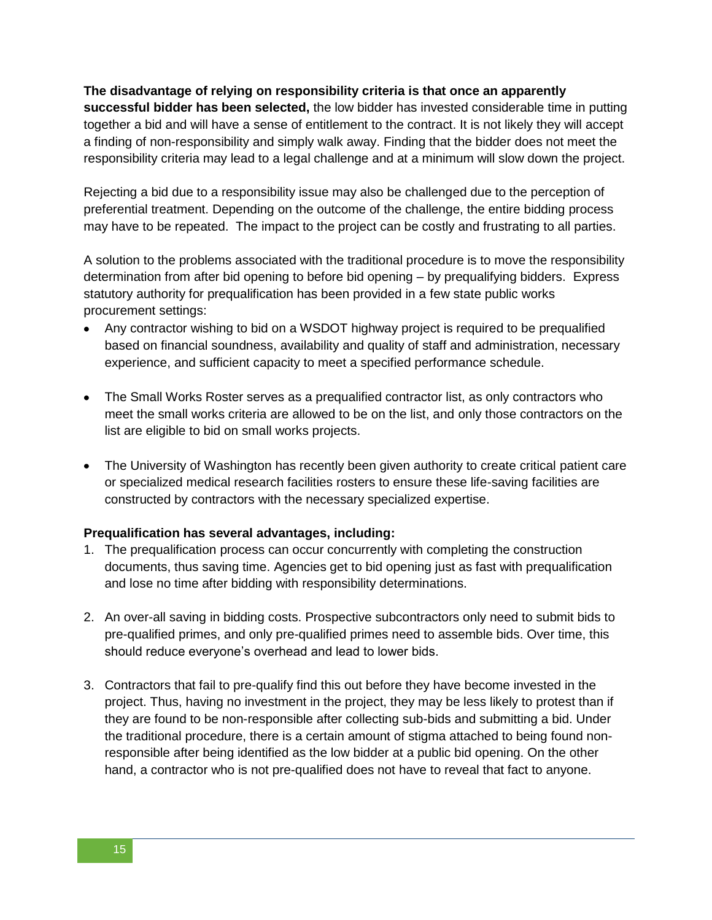**The disadvantage of relying on responsibility criteria is that once an apparently successful bidder has been selected,** the low bidder has invested considerable time in putting together a bid and will have a sense of entitlement to the contract. It is not likely they will accept a finding of non-responsibility and simply walk away. Finding that the bidder does not meet the responsibility criteria may lead to a legal challenge and at a minimum will slow down the project.

Rejecting a bid due to a responsibility issue may also be challenged due to the perception of preferential treatment. Depending on the outcome of the challenge, the entire bidding process may have to be repeated. The impact to the project can be costly and frustrating to all parties.

A solution to the problems associated with the traditional procedure is to move the responsibility determination from after bid opening to before bid opening – by prequalifying bidders. Express statutory authority for prequalification has been provided in a few state public works procurement settings:

- Any contractor wishing to bid on a WSDOT highway project is required to be prequalified based on financial soundness, availability and quality of staff and administration, necessary experience, and sufficient capacity to meet a specified performance schedule.
- The Small Works Roster serves as a prequalified contractor list, as only contractors who meet the small works criteria are allowed to be on the list, and only those contractors on the list are eligible to bid on small works projects.
- The University of Washington has recently been given authority to create critical patient care or specialized medical research facilities rosters to ensure these life-saving facilities are constructed by contractors with the necessary specialized expertise.

**Prequalification has several advantages, including:**

1. The prequalification process can occur concurrently with completing the construction documents, thus saving time. Agencies get to bid opening just as fast with prequalification and lose no time after bidding with responsibility determinations.
2. An over-all saving in bidding costs. Prospective subcontractors only need to submit bids to pre-qualified primes, and only pre-qualified primes need to assemble bids. Over time, this should reduce everyone's overhead and lead to lower bids.
3. Contractors that fail to pre-qualify find this out before they have become invested in the project. Thus, having no investment in the project, they may be less likely to protest than if they are found to be non-responsible after collecting sub-bids and submitting a bid. Under the traditional procedure, there is a certain amount of stigma attached to being found non-responsible after being identified as the low bidder at a public bid opening. On the other hand, a contractor who is not pre-qualified does not have to reveal that fact to anyone.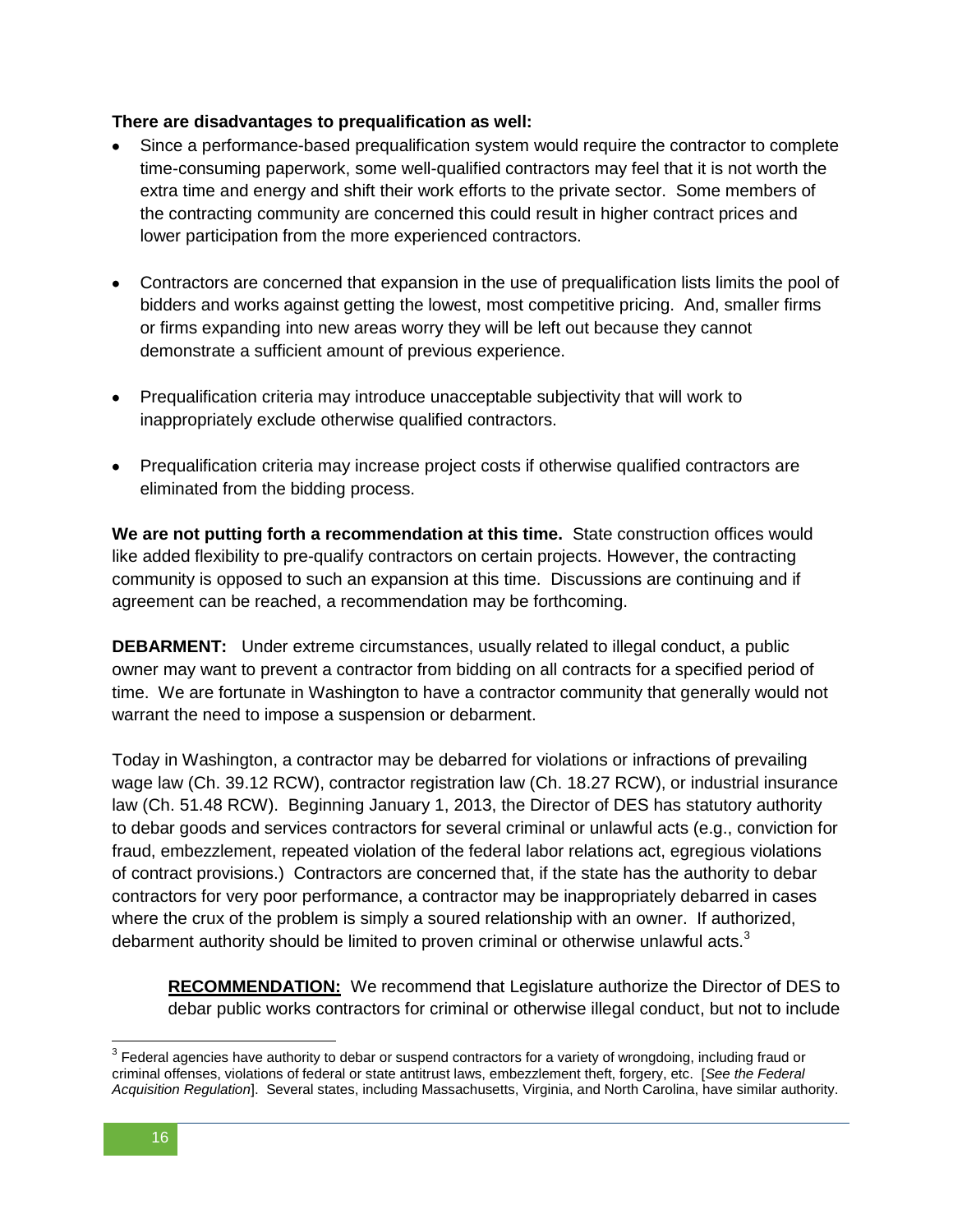**There are disadvantages to prequalification as well:**

- Since a performance-based prequalification system would require the contractor to complete time-consuming paperwork, some well-qualified contractors may feel that it is not worth the extra time and energy and shift their work efforts to the private sector. Some members of the contracting community are concerned this could result in higher contract prices and lower participation from the more experienced contractors.
- Contractors are concerned that expansion in the use of prequalification lists limits the pool of bidders and works against getting the lowest, most competitive pricing. And, smaller firms or firms expanding into new areas worry they will be left out because they cannot demonstrate a sufficient amount of previous experience.
- Prequalification criteria may introduce unacceptable subjectivity that will work to inappropriately exclude otherwise qualified contractors.
- Prequalification criteria may increase project costs if otherwise qualified contractors are eliminated from the bidding process.

**We are not putting forth a recommendation at this time.** State construction offices would like added flexibility to pre-qualify contractors on certain projects. However, the contracting community is opposed to such an expansion at this time. Discussions are continuing and if agreement can be reached, a recommendation may be forthcoming.

**DEBARMENT:** Under extreme circumstances, usually related to illegal conduct, a public owner may want to prevent a contractor from bidding on all contracts for a specified period of time. We are fortunate in Washington to have a contractor community that generally would not warrant the need to impose a suspension or debarment.

Today in Washington, a contractor may be debarred for violations or infractions of prevailing wage law (Ch. 39.12 RCW), contractor registration law (Ch. 18.27 RCW), or industrial insurance law (Ch. 51.48 RCW). Beginning January 1, 2013, the Director of DES has statutory authority to debar goods and services contractors for several criminal or unlawful acts (e.g., conviction for fraud, embezzlement, repeated violation of the federal labor relations act, egregious violations of contract provisions.) Contractors are concerned that, if the state has the authority to debar contractors for very poor performance, a contractor may be inappropriately debarred in cases where the crux of the problem is simply a soured relationship with an owner. If authorized, debarment authority should be limited to proven criminal or otherwise unlawful acts.[3]

> **<u>RECOMMENDATION:</u>** We recommend that Legislature authorize the Director of DES to debar public works contractors for criminal or otherwise illegal conduct, but not to include

---

[3] Federal agencies have authority to debar or suspend contractors for a variety of wrongdoing, including fraud or criminal offenses, violations of federal or state antitrust laws, embezzlement theft, forgery, etc. [*See the Federal Acquisition Regulation*]. Several states, including Massachusetts, Virginia, and North Carolina, have similar authority.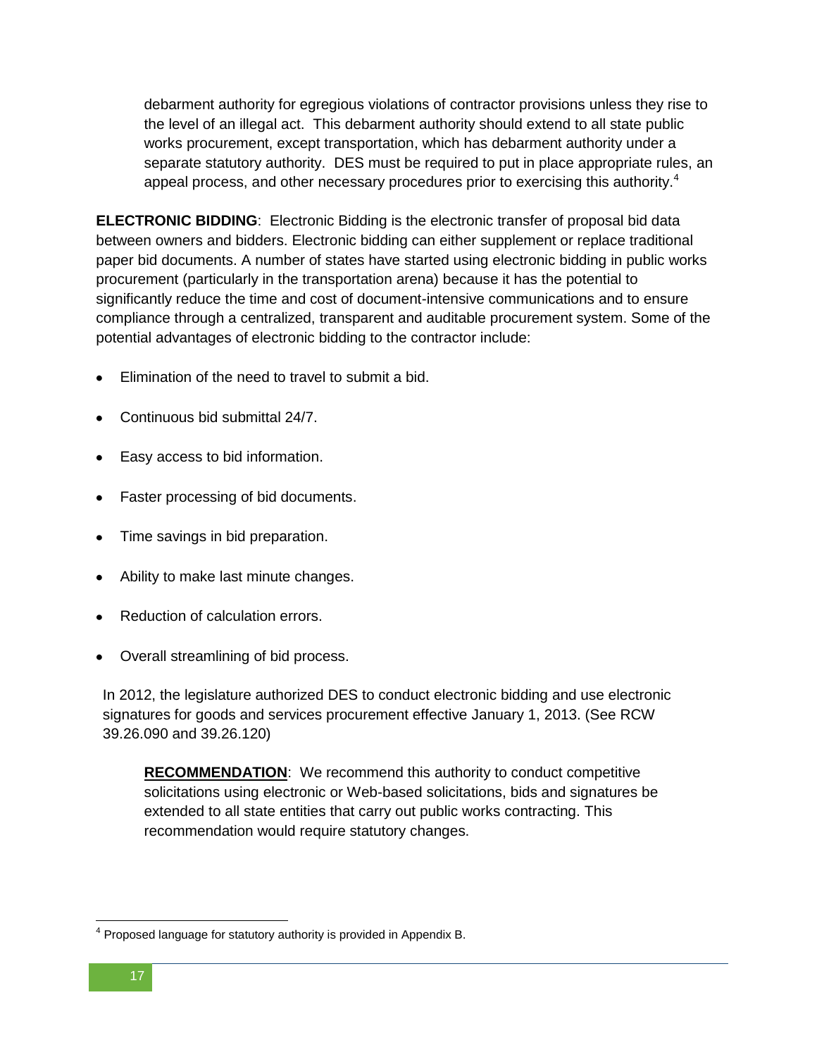debarment authority for egregious violations of contractor provisions unless they rise to the level of an illegal act. This debarment authority should extend to all state public works procurement, except transportation, which has debarment authority under a separate statutory authority. DES must be required to put in place appropriate rules, an appeal process, and other necessary procedures prior to exercising this authority.[4]

**ELECTRONIC BIDDING**: Electronic Bidding is the electronic transfer of proposal bid data between owners and bidders. Electronic bidding can either supplement or replace traditional paper bid documents. A number of states have started using electronic bidding in public works procurement (particularly in the transportation arena) because it has the potential to significantly reduce the time and cost of document-intensive communications and to ensure compliance through a centralized, transparent and auditable procurement system. Some of the potential advantages of electronic bidding to the contractor include:

- Elimination of the need to travel to submit a bid.
- Continuous bid submittal 24/7.
- Easy access to bid information.
- Faster processing of bid documents.
- Time savings in bid preparation.
- Ability to make last minute changes.
- Reduction of calculation errors.
- Overall streamlining of bid process.

In 2012, the legislature authorized DES to conduct electronic bidding and use electronic signatures for goods and services procurement effective January 1, 2013. (See RCW 39.26.090 and 39.26.120)

**RECOMMENDATION**: We recommend this authority to conduct competitive solicitations using electronic or Web-based solicitations, bids and signatures be extended to all state entities that carry out public works contracting. This recommendation would require statutory changes.

[4] Proposed language for statutory authority is provided in Appendix B.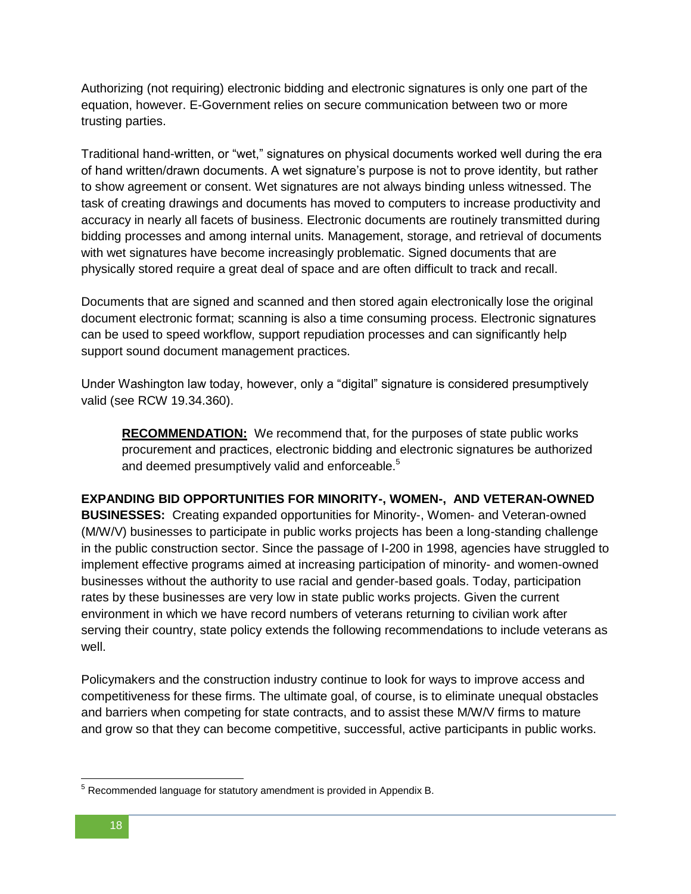Authorizing (not requiring) electronic bidding and electronic signatures is only one part of the equation, however. E-Government relies on secure communication between two or more trusting parties.

Traditional hand-written, or "wet," signatures on physical documents worked well during the era of hand written/drawn documents. A wet signature's purpose is not to prove identity, but rather to show agreement or consent. Wet signatures are not always binding unless witnessed. The task of creating drawings and documents has moved to computers to increase productivity and accuracy in nearly all facets of business. Electronic documents are routinely transmitted during bidding processes and among internal units. Management, storage, and retrieval of documents with wet signatures have become increasingly problematic. Signed documents that are physically stored require a great deal of space and are often difficult to track and recall.

Documents that are signed and scanned and then stored again electronically lose the original document electronic format; scanning is also a time consuming process. Electronic signatures can be used to speed workflow, support repudiation processes and can significantly help support sound document management practices.

Under Washington law today, however, only a "digital" signature is considered presumptively valid (see RCW 19.34.360).

> **RECOMMENDATION:** We recommend that, for the purposes of state public works procurement and practices, electronic bidding and electronic signatures be authorized and deemed presumptively valid and enforceable.[5]

**EXPANDING BID OPPORTUNITIES FOR MINORITY-, WOMEN-, AND VETERAN-OWNED BUSINESSES:** Creating expanded opportunities for Minority-, Women- and Veteran-owned (M/W/V) businesses to participate in public works projects has been a long-standing challenge in the public construction sector. Since the passage of I-200 in 1998, agencies have struggled to implement effective programs aimed at increasing participation of minority- and women-owned businesses without the authority to use racial and gender-based goals. Today, participation rates by these businesses are very low in state public works projects. Given the current environment in which we have record numbers of veterans returning to civilian work after serving their country, state policy extends the following recommendations to include veterans as well.

Policymakers and the construction industry continue to look for ways to improve access and competitiveness for these firms. The ultimate goal, of course, is to eliminate unequal obstacles and barriers when competing for state contracts, and to assist these M/W/V firms to mature and grow so that they can become competitive, successful, active participants in public works.

[5] Recommended language for statutory amendment is provided in Appendix B.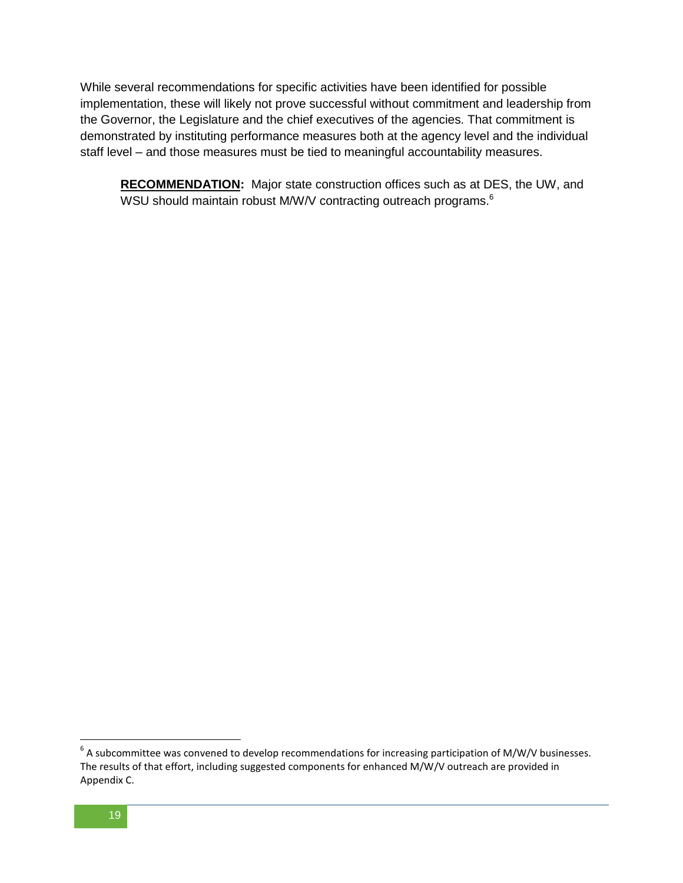While several recommendations for specific activities have been identified for possible implementation, these will likely not prove successful without commitment and leadership from the Governor, the Legislature and the chief executives of the agencies. That commitment is demonstrated by instituting performance measures both at the agency level and the individual staff level – and those measures must be tied to meaningful accountability measures.

> **RECOMMENDATION:** Major state construction offices such as at DES, the UW, and WSU should maintain robust M/W/V contracting outreach programs.[6]

[6] A subcommittee was convened to develop recommendations for increasing participation of M/W/V businesses. The results of that effort, including suggested components for enhanced M/W/V outreach are provided in Appendix C.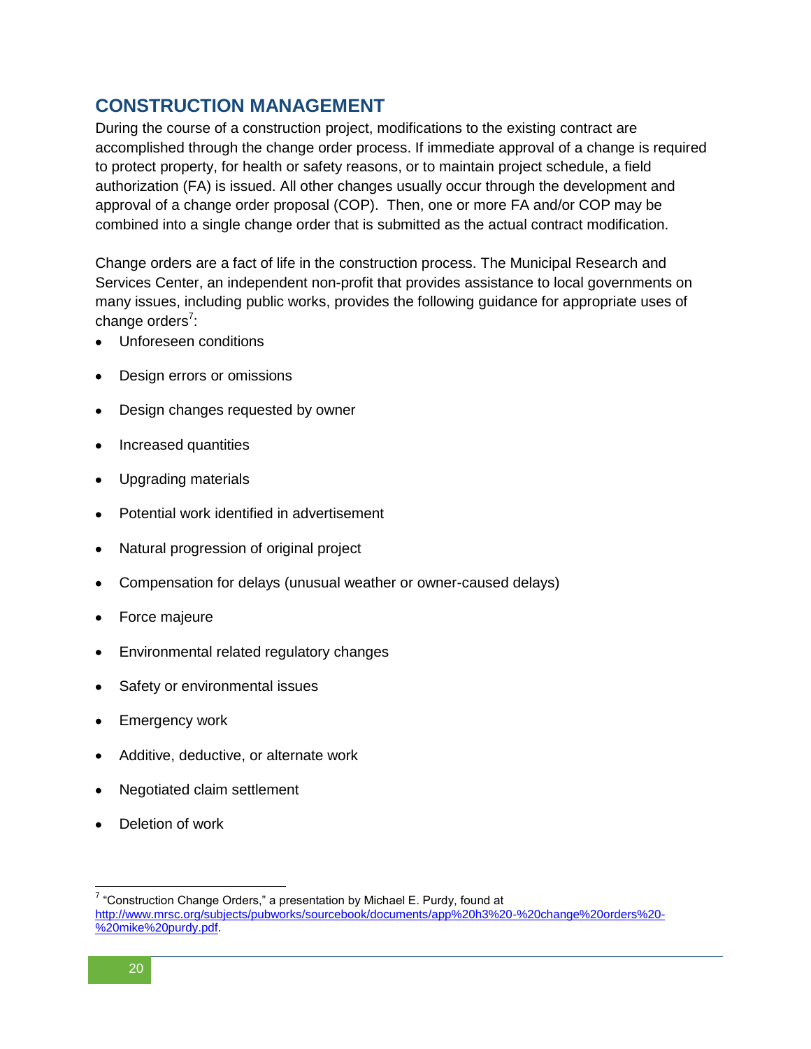## CONSTRUCTION MANAGEMENT

During the course of a construction project, modifications to the existing contract are accomplished through the change order process. If immediate approval of a change is required to protect property, for health or safety reasons, or to maintain project schedule, a field authorization (FA) is issued. All other changes usually occur through the development and approval of a change order proposal (COP). Then, one or more FA and/or COP may be combined into a single change order that is submitted as the actual contract modification.

Change orders are a fact of life in the construction process. The Municipal Research and Services Center, an independent non-profit that provides assistance to local governments on many issues, including public works, provides the following guidance for appropriate uses of change orders[7]:

- Unforeseen conditions
- Design errors or omissions
- Design changes requested by owner
- Increased quantities
- Upgrading materials
- Potential work identified in advertisement
- Natural progression of original project
- Compensation for delays (unusual weather or owner-caused delays)
- Force majeure
- Environmental related regulatory changes
- Safety or environmental issues
- Emergency work
- Additive, deductive, or alternate work
- Negotiated claim settlement
- Deletion of work

---

[7] "Construction Change Orders," a presentation by Michael E. Purdy, found at http://www.mrsc.org/subjects/pubworks/sourcebook/documents/app%20h3%20-%20change%20orders%20-%20mike%20purdy.pdf.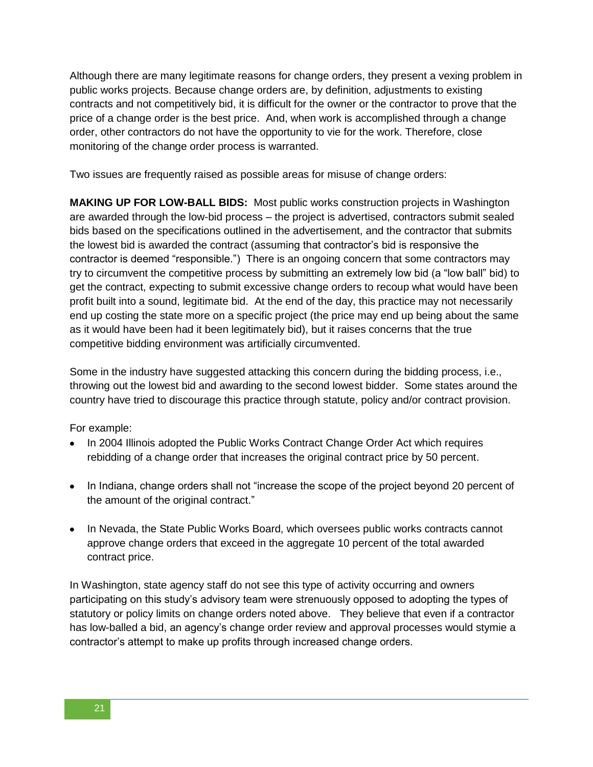Although there are many legitimate reasons for change orders, they present a vexing problem in public works projects. Because change orders are, by definition, adjustments to existing contracts and not competitively bid, it is difficult for the owner or the contractor to prove that the price of a change order is the best price. And, when work is accomplished through a change order, other contractors do not have the opportunity to vie for the work. Therefore, close monitoring of the change order process is warranted.

Two issues are frequently raised as possible areas for misuse of change orders:

**MAKING UP FOR LOW-BALL BIDS:** Most public works construction projects in Washington are awarded through the low-bid process – the project is advertised, contractors submit sealed bids based on the specifications outlined in the advertisement, and the contractor that submits the lowest bid is awarded the contract (assuming that contractor's bid is responsive the contractor is deemed "responsible.") There is an ongoing concern that some contractors may try to circumvent the competitive process by submitting an extremely low bid (a "low ball" bid) to get the contract, expecting to submit excessive change orders to recoup what would have been profit built into a sound, legitimate bid. At the end of the day, this practice may not necessarily end up costing the state more on a specific project (the price may end up being about the same as it would have been had it been legitimately bid), but it raises concerns that the true competitive bidding environment was artificially circumvented.

Some in the industry have suggested attacking this concern during the bidding process, i.e., throwing out the lowest bid and awarding to the second lowest bidder. Some states around the country have tried to discourage this practice through statute, policy and/or contract provision.

For example:

- In 2004 Illinois adopted the Public Works Contract Change Order Act which requires rebidding of a change order that increases the original contract price by 50 percent.
- In Indiana, change orders shall not "increase the scope of the project beyond 20 percent of the amount of the original contract."
- In Nevada, the State Public Works Board, which oversees public works contracts cannot approve change orders that exceed in the aggregate 10 percent of the total awarded contract price.

In Washington, state agency staff do not see this type of activity occurring and owners participating on this study's advisory team were strenuously opposed to adopting the types of statutory or policy limits on change orders noted above. They believe that even if a contractor has low-balled a bid, an agency's change order review and approval processes would stymie a contractor's attempt to make up profits through increased change orders.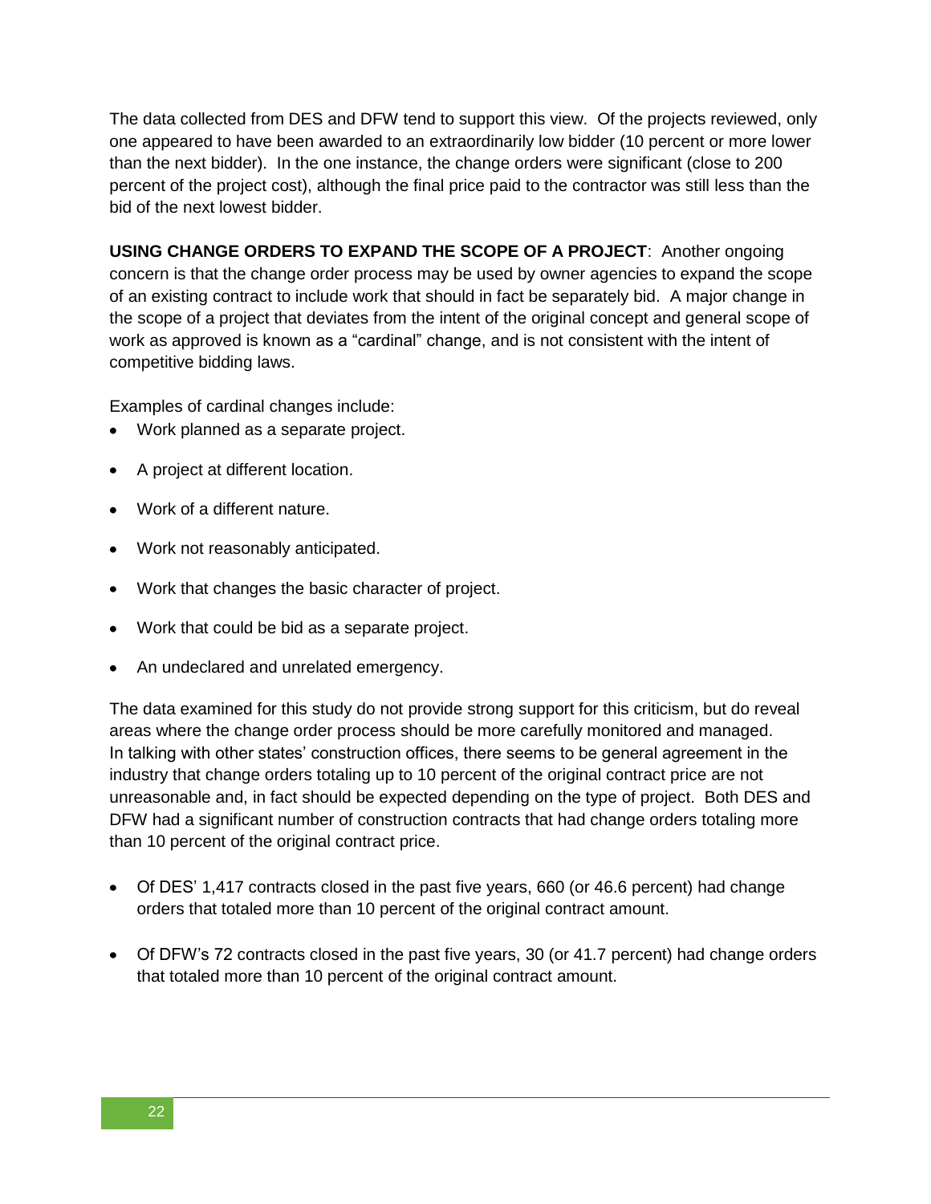The data collected from DES and DFW tend to support this view. Of the projects reviewed, only one appeared to have been awarded to an extraordinarily low bidder (10 percent or more lower than the next bidder). In the one instance, the change orders were significant (close to 200 percent of the project cost), although the final price paid to the contractor was still less than the bid of the next lowest bidder.

**USING CHANGE ORDERS TO EXPAND THE SCOPE OF A PROJECT**: Another ongoing concern is that the change order process may be used by owner agencies to expand the scope of an existing contract to include work that should in fact be separately bid. A major change in the scope of a project that deviates from the intent of the original concept and general scope of work as approved is known as a "cardinal" change, and is not consistent with the intent of competitive bidding laws.

Examples of cardinal changes include:

- Work planned as a separate project.
- A project at different location.
- Work of a different nature.
- Work not reasonably anticipated.
- Work that changes the basic character of project.
- Work that could be bid as a separate project.
- An undeclared and unrelated emergency.

The data examined for this study do not provide strong support for this criticism, but do reveal areas where the change order process should be more carefully monitored and managed. In talking with other states' construction offices, there seems to be general agreement in the industry that change orders totaling up to 10 percent of the original contract price are not unreasonable and, in fact should be expected depending on the type of project. Both DES and DFW had a significant number of construction contracts that had change orders totaling more than 10 percent of the original contract price.

- Of DES' 1,417 contracts closed in the past five years, 660 (or 46.6 percent) had change orders that totaled more than 10 percent of the original contract amount.
- Of DFW's 72 contracts closed in the past five years, 30 (or 41.7 percent) had change orders that totaled more than 10 percent of the original contract amount.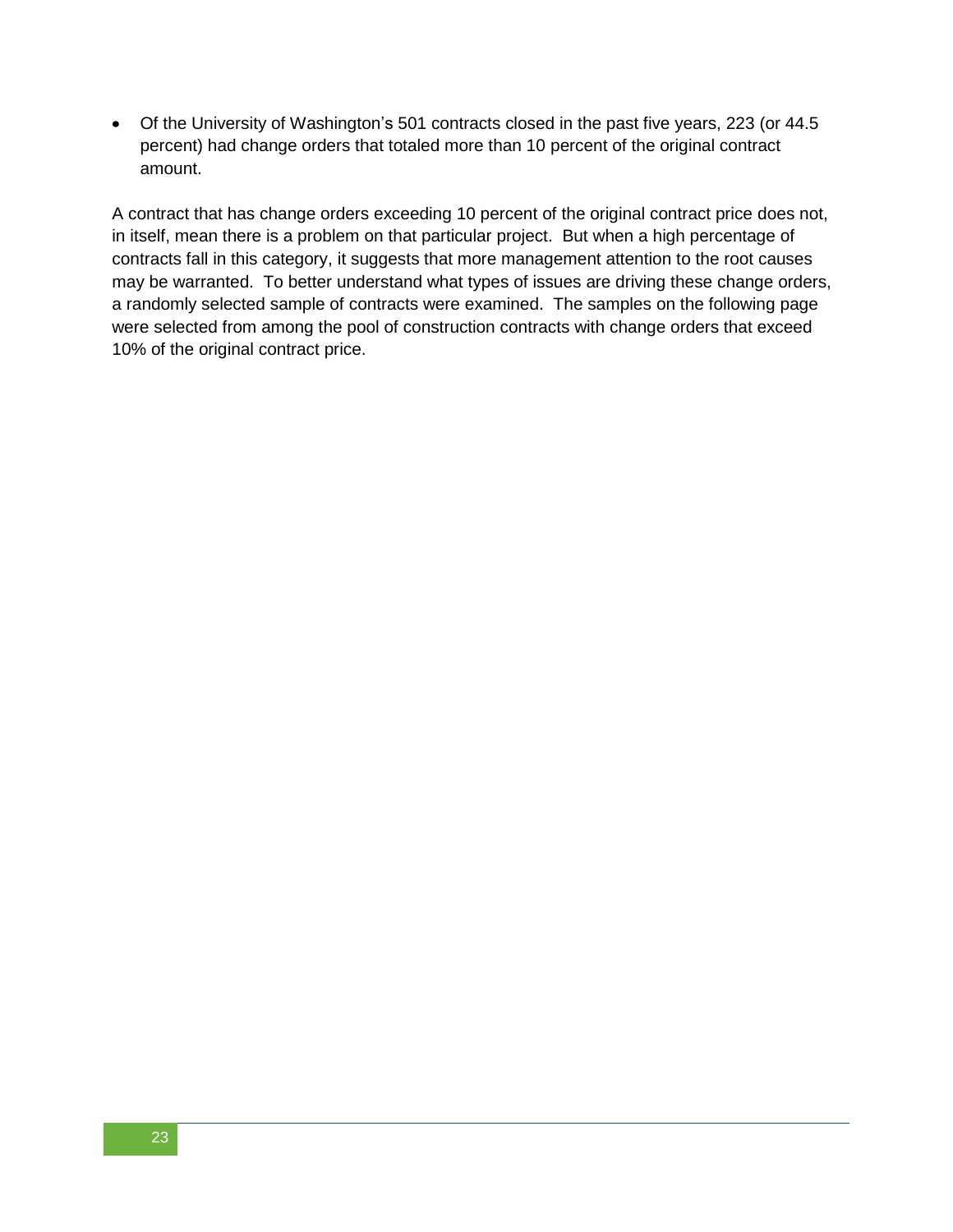- Of the University of Washington's 501 contracts closed in the past five years, 223 (or 44.5 percent) had change orders that totaled more than 10 percent of the original contract amount.

A contract that has change orders exceeding 10 percent of the original contract price does not, in itself, mean there is a problem on that particular project. But when a high percentage of contracts fall in this category, it suggests that more management attention to the root causes may be warranted. To better understand what types of issues are driving these change orders, a randomly selected sample of contracts were examined. The samples on the following page were selected from among the pool of construction contracts with change orders that exceed 10% of the original contract price.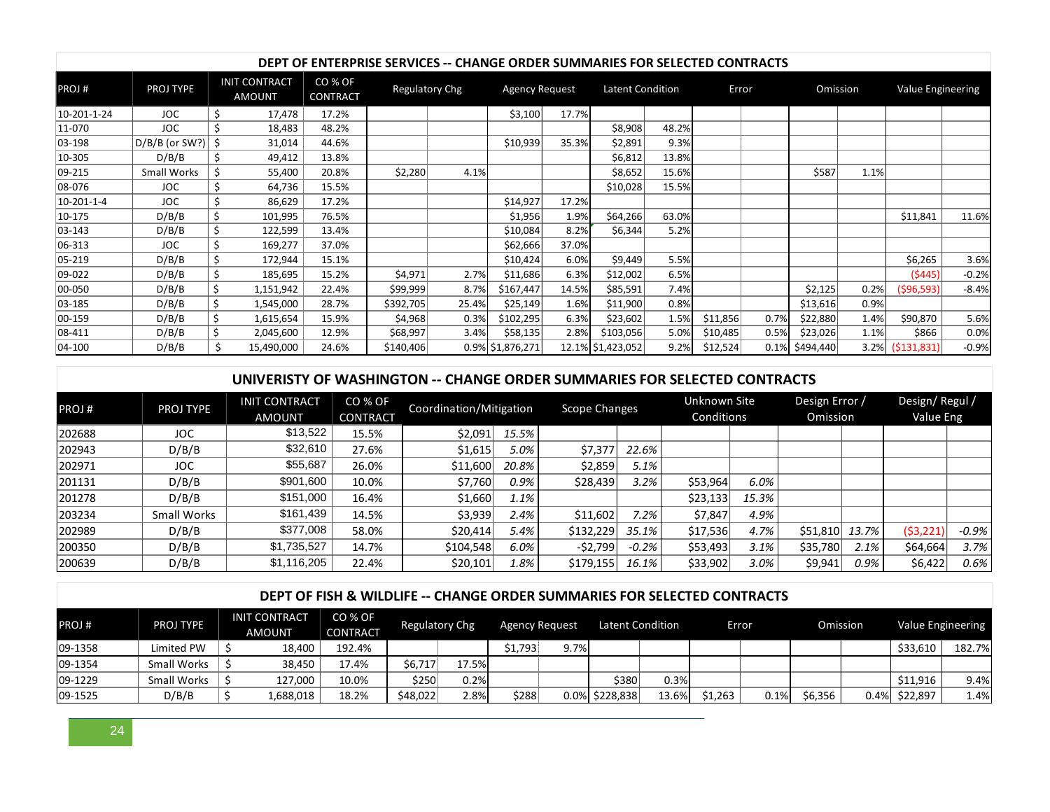### DEPT OF ENTERPRISE SERVICES -- CHANGE ORDER SUMMARIES FOR SELECTED CONTRACTS

| PROJ # | PROJ TYPE | INIT CONTRACT AMOUNT | CO % OF CONTRACT | Regulatory Chg | | Agency Request | | Latent Condition | | Error | | Omission | | Value Engineering | |
|---|---|---|---|---|---|---|---|---|---|---|---|---|---|---|---|
| 10-201-1-24 | JOC | $ 17,478 | 17.2% | | | $3,100 | 17.7% | | | | | | | | |
| 11-070 | JOC | $ 18,483 | 48.2% | | | | | $8,908 | 48.2% | | | | | | |
| 03-198 | D/B/B (or SW?) | $ 31,014 | 44.6% | | | $10,939 | 35.3% | $2,891 | 9.3% | | | | | | |
| 10-305 | D/B/B | $ 49,412 | 13.8% | | | | | $6,812 | 13.8% | | | | | | |
| 09-215 | Small Works | $ 55,400 | 20.8% | $2,280 | 4.1% | | | $8,652 | 15.6% | | | $587 | 1.1% | | |
| 08-076 | JOC | $ 64,736 | 15.5% | | | | | $10,028 | 15.5% | | | | | | |
| 10-201-1-4 | JOC | $ 86,629 | 17.2% | | | $14,927 | 17.2% | | | | | | | | |
| 10-175 | D/B/B | $ 101,995 | 76.5% | | | $1,956 | 1.9% | $64,266 | 63.0% | | | | | $11,841 | 11.6% |
| 03-143 | D/B/B | $ 122,599 | 13.4% | | | $10,084 | 8.2% | $6,344 | 5.2% | | | | | | |
| 06-313 | JOC | $ 169,277 | 37.0% | | | $62,666 | 37.0% | | | | | | | | |
| 05-219 | D/B/B | $ 172,944 | 15.1% | | | $10,424 | 6.0% | $9,449 | 5.5% | | | | | $6,265 | 3.6% |
| 09-022 | D/B/B | $ 185,695 | 15.2% | $4,971 | 2.7% | $11,686 | 6.3% | $12,002 | 6.5% | | | | | ($445) | -0.2% |
| 00-050 | D/B/B | $ 1,151,942 | 22.4% | $99,999 | 8.7% | $167,447 | 14.5% | $85,591 | 7.4% | | | $2,125 | 0.2% | ($96,593) | -8.4% |
| 03-185 | D/B/B | $ 1,545,000 | 28.7% | $392,705 | 25.4% | $25,149 | 1.6% | $11,900 | 0.8% | | | $13,616 | 0.9% | | |
| 00-159 | D/B/B | $ 1,615,654 | 15.9% | $4,968 | 0.3% | $102,295 | 6.3% | $23,602 | 1.5% | $11,856 | 0.7% | $22,880 | 1.4% | $90,870 | 5.6% |
| 08-411 | D/B/B | $ 2,045,600 | 12.9% | $68,997 | 3.4% | $58,135 | 2.8% | $103,056 | 5.0% | $10,485 | 0.5% | $23,026 | 1.1% | $866 | 0.0% |
| 04-100 | D/B/B | $ 15,490,000 | 24.6% | $140,406 | 0.9% | $1,876,271 | 12.1% | $1,423,052 | 9.2% | $12,524 | 0.1% | $494,440 | 3.2% | ($131,831) | -0.9% |

### UNIVERISTY OF WASHINGTON -- CHANGE ORDER SUMMARIES FOR SELECTED CONTRACTS

| PROJ # | PROJ TYPE | INIT CONTRACT AMOUNT | CO % OF CONTRACT | Coordination/Mitigation | | Scope Changes | | Unknown Site Conditions | | Design Error / Omission | | Design/ Regul / Value Eng | |
|---|---|---|---|---|---|---|---|---|---|---|---|---|---|
| 202688 | JOC | $13,522 | 15.5% | $2,091 | *15.5%* | | | | | | | | |
| 202943 | D/B/B | $32,610 | 27.6% | $1,615 | *5.0%* | $7,377 | *22.6%* | | | | | | |
| 202971 | JOC | $55,687 | 26.0% | $11,600 | *20.8%* | $2,859 | *5.1%* | | | | | | |
| 201131 | D/B/B | $901,600 | 10.0% | $7,760 | *0.9%* | $28,439 | *3.2%* | $53,964 | *6.0%* | | | | |
| 201278 | D/B/B | $151,000 | 16.4% | $1,660 | *1.1%* | | | $23,133 | *15.3%* | | | | |
| 203234 | Small Works | $161,439 | 14.5% | $3,939 | *2.4%* | $11,602 | *7.2%* | $7,847 | *4.9%* | | | | |
| 202989 | D/B/B | $377,008 | 58.0% | $20,414 | *5.4%* | $132,229 | *35.1%* | $17,536 | *4.7%* | $51,810 | *13.7%* | ($3,221) | *-0.9%* |
| 200350 | D/B/B | $1,735,527 | 14.7% | $104,548 | *6.0%* | -$2,799 | *-0.2%* | $53,493 | *3.1%* | $35,780 | *2.1%* | $64,664 | *3.7%* |
| 200639 | D/B/B | $1,116,205 | 22.4% | $20,101 | *1.8%* | $179,155 | *16.1%* | $33,902 | *3.0%* | $9,941 | *0.9%* | $6,422 | *0.6%* |

### DEPT OF FISH & WILDLIFE -- CHANGE ORDER SUMMARIES FOR SELECTED CONTRACTS

| PROJ # | PROJ TYPE | INIT CONTRACT AMOUNT | CO % OF CONTRACT | Regulatory Chg | | Agency Request | | Latent Condition | | Error | | Omission | | Value Engineering | |
|---|---|---|---|---|---|---|---|---|---|---|---|---|---|---|---|
| 09-1358 | Limited PW | $ 18,400 | 192.4% | | | $1,793 | 9.7% | | | | | | | $33,610 | 182.7% |
| 09-1354 | Small Works | $ 38,450 | 17.4% | $6,717 | 17.5% | | | | | | | | | | |
| 09-1229 | Small Works | $ 127,000 | 10.0% | $250 | 0.2% | | | $380 | 0.3% | | | | | $11,916 | 9.4% |
| 09-1525 | D/B/B | $ 1,688,018 | 18.2% | $48,022 | 2.8% | $288 | 0.0% | $228,838 | 13.6% | $1,263 | 0.1% | $6,356 | 0.4% | $22,897 | 1.4% |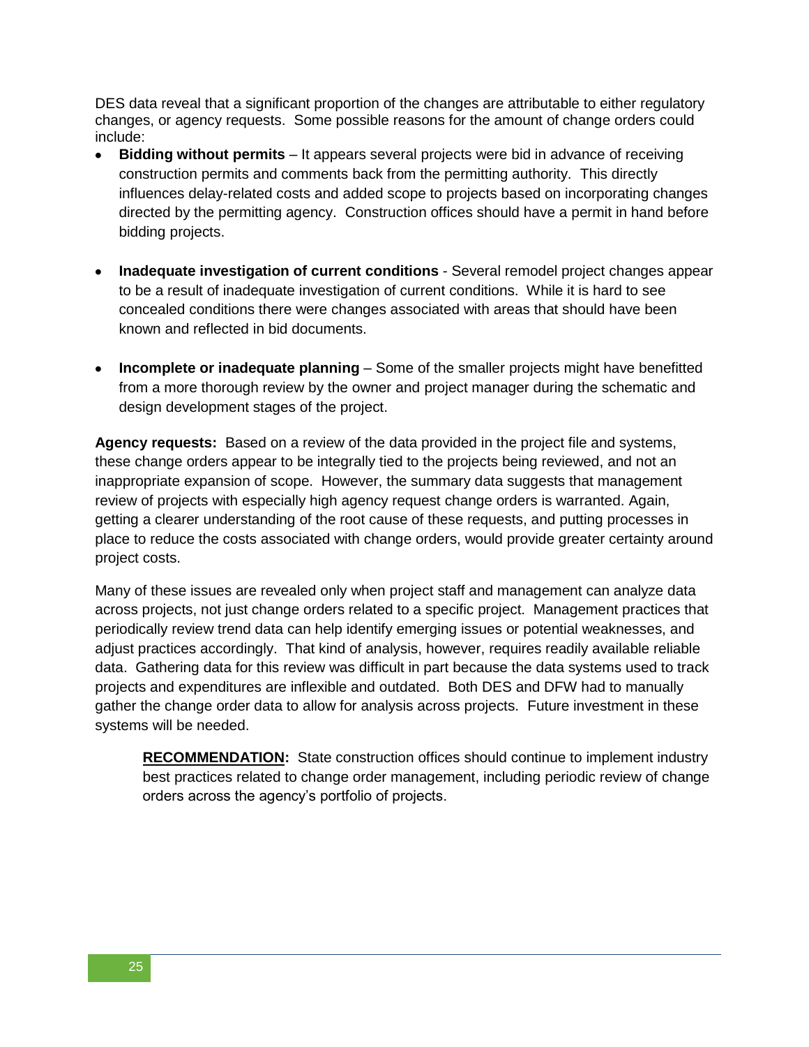DES data reveal that a significant proportion of the changes are attributable to either regulatory changes, or agency requests. Some possible reasons for the amount of change orders could include:

- **Bidding without permits** – It appears several projects were bid in advance of receiving construction permits and comments back from the permitting authority. This directly influences delay-related costs and added scope to projects based on incorporating changes directed by the permitting agency. Construction offices should have a permit in hand before bidding projects.
- **Inadequate investigation of current conditions** - Several remodel project changes appear to be a result of inadequate investigation of current conditions. While it is hard to see concealed conditions there were changes associated with areas that should have been known and reflected in bid documents.
- **Incomplete or inadequate planning** – Some of the smaller projects might have benefitted from a more thorough review by the owner and project manager during the schematic and design development stages of the project.

**Agency requests:** Based on a review of the data provided in the project file and systems, these change orders appear to be integrally tied to the projects being reviewed, and not an inappropriate expansion of scope. However, the summary data suggests that management review of projects with especially high agency request change orders is warranted. Again, getting a clearer understanding of the root cause of these requests, and putting processes in place to reduce the costs associated with change orders, would provide greater certainty around project costs.

Many of these issues are revealed only when project staff and management can analyze data across projects, not just change orders related to a specific project. Management practices that periodically review trend data can help identify emerging issues or potential weaknesses, and adjust practices accordingly. That kind of analysis, however, requires readily available reliable data. Gathering data for this review was difficult in part because the data systems used to track projects and expenditures are inflexible and outdated. Both DES and DFW had to manually gather the change order data to allow for analysis across projects. Future investment in these systems will be needed.

> **RECOMMENDATION:** State construction offices should continue to implement industry best practices related to change order management, including periodic review of change orders across the agency's portfolio of projects.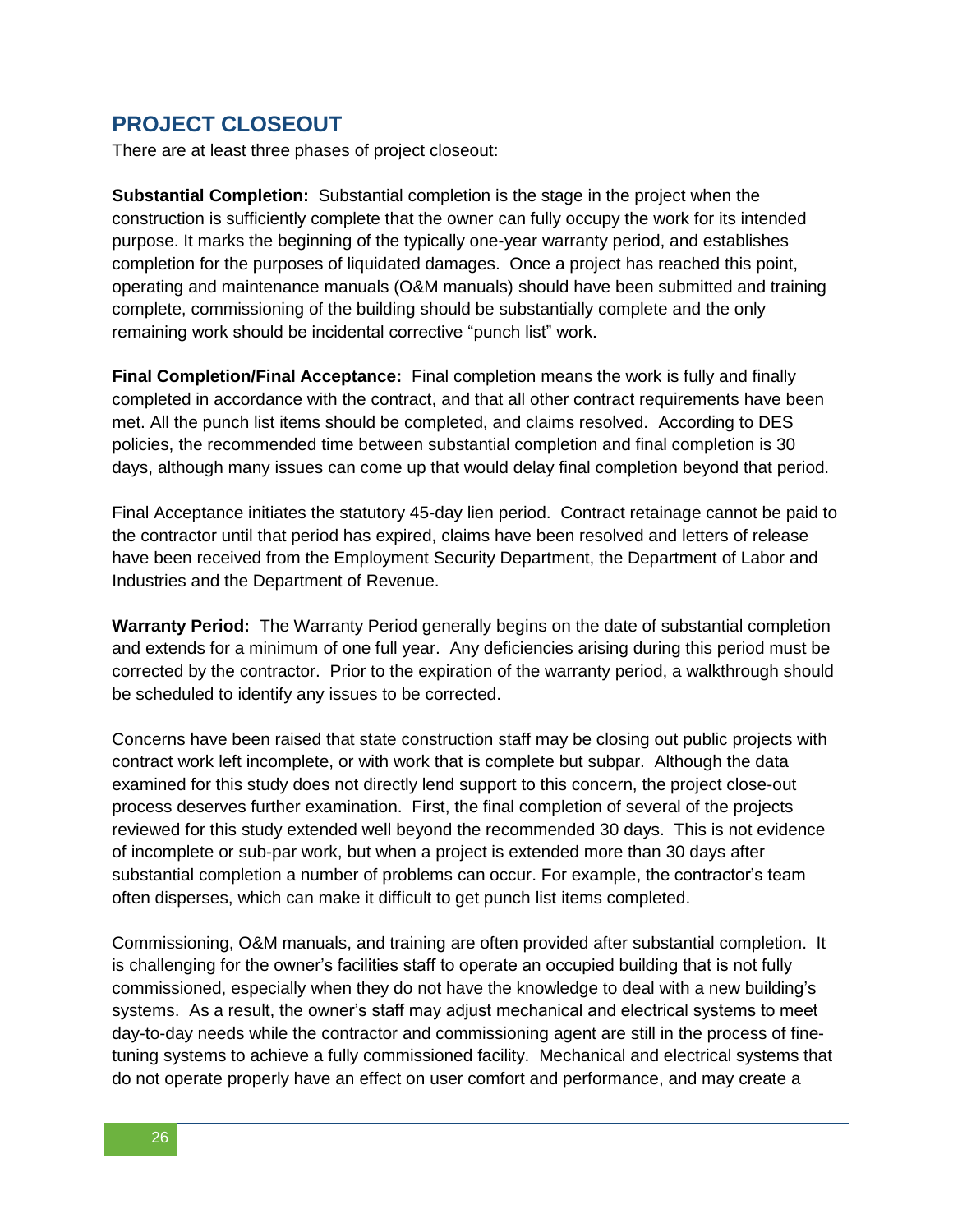## PROJECT CLOSEOUT

There are at least three phases of project closeout:

**Substantial Completion:** Substantial completion is the stage in the project when the construction is sufficiently complete that the owner can fully occupy the work for its intended purpose. It marks the beginning of the typically one-year warranty period, and establishes completion for the purposes of liquidated damages. Once a project has reached this point, operating and maintenance manuals (O&M manuals) should have been submitted and training complete, commissioning of the building should be substantially complete and the only remaining work should be incidental corrective "punch list" work.

**Final Completion/Final Acceptance:** Final completion means the work is fully and finally completed in accordance with the contract, and that all other contract requirements have been met. All the punch list items should be completed, and claims resolved. According to DES policies, the recommended time between substantial completion and final completion is 30 days, although many issues can come up that would delay final completion beyond that period.

Final Acceptance initiates the statutory 45-day lien period. Contract retainage cannot be paid to the contractor until that period has expired, claims have been resolved and letters of release have been received from the Employment Security Department, the Department of Labor and Industries and the Department of Revenue.

**Warranty Period:** The Warranty Period generally begins on the date of substantial completion and extends for a minimum of one full year. Any deficiencies arising during this period must be corrected by the contractor. Prior to the expiration of the warranty period, a walkthrough should be scheduled to identify any issues to be corrected.

Concerns have been raised that state construction staff may be closing out public projects with contract work left incomplete, or with work that is complete but subpar. Although the data examined for this study does not directly lend support to this concern, the project close-out process deserves further examination. First, the final completion of several of the projects reviewed for this study extended well beyond the recommended 30 days. This is not evidence of incomplete or sub-par work, but when a project is extended more than 30 days after substantial completion a number of problems can occur. For example, the contractor's team often disperses, which can make it difficult to get punch list items completed.

Commissioning, O&M manuals, and training are often provided after substantial completion. It is challenging for the owner's facilities staff to operate an occupied building that is not fully commissioned, especially when they do not have the knowledge to deal with a new building's systems. As a result, the owner's staff may adjust mechanical and electrical systems to meet day-to-day needs while the contractor and commissioning agent are still in the process of fine-tuning systems to achieve a fully commissioned facility. Mechanical and electrical systems that do not operate properly have an effect on user comfort and performance, and may create a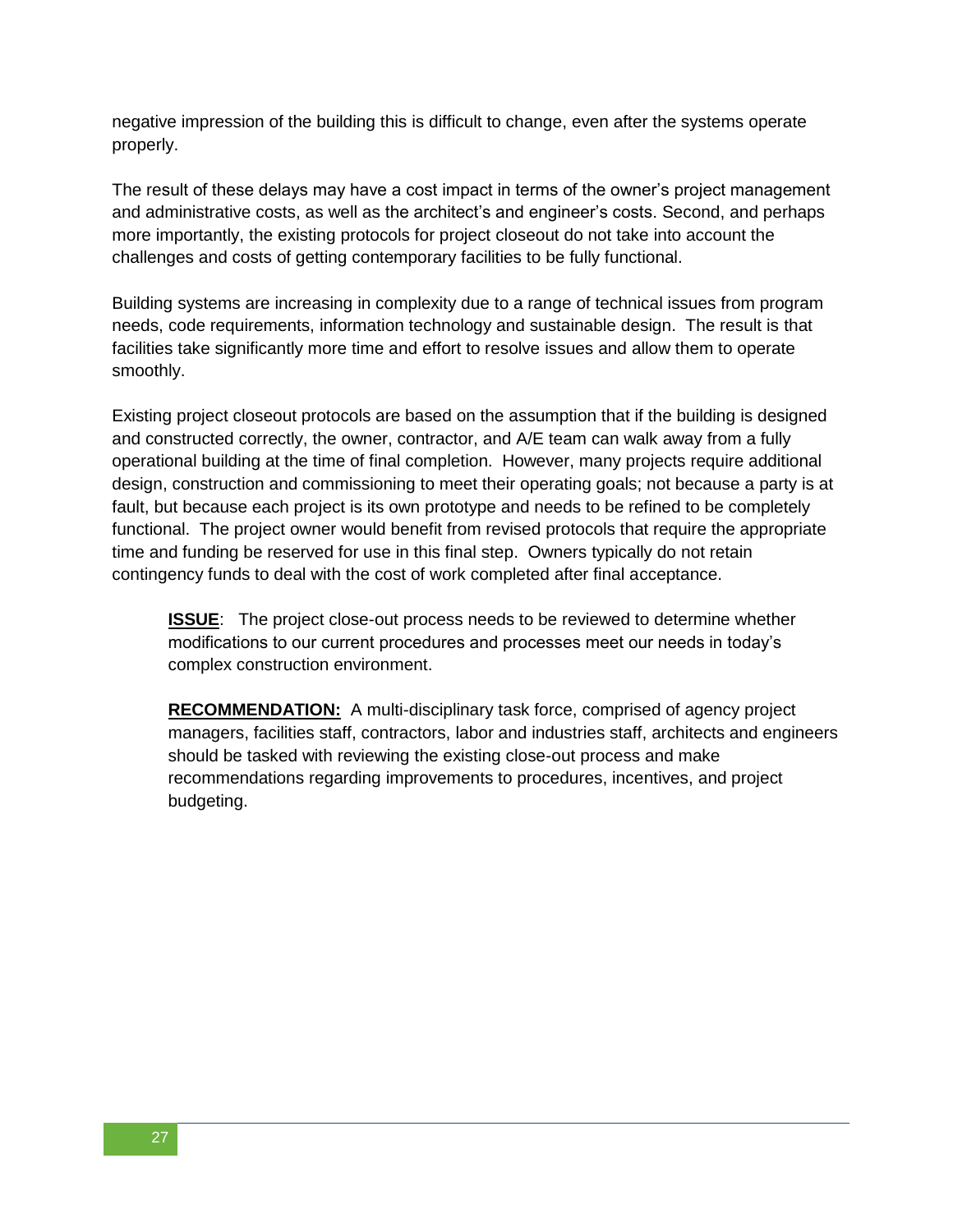negative impression of the building this is difficult to change, even after the systems operate properly.

The result of these delays may have a cost impact in terms of the owner's project management and administrative costs, as well as the architect's and engineer's costs. Second, and perhaps more importantly, the existing protocols for project closeout do not take into account the challenges and costs of getting contemporary facilities to be fully functional.

Building systems are increasing in complexity due to a range of technical issues from program needs, code requirements, information technology and sustainable design. The result is that facilities take significantly more time and effort to resolve issues and allow them to operate smoothly.

Existing project closeout protocols are based on the assumption that if the building is designed and constructed correctly, the owner, contractor, and A/E team can walk away from a fully operational building at the time of final completion. However, many projects require additional design, construction and commissioning to meet their operating goals; not because a party is at fault, but because each project is its own prototype and needs to be refined to be completely functional. The project owner would benefit from revised protocols that require the appropriate time and funding be reserved for use in this final step. Owners typically do not retain contingency funds to deal with the cost of work completed after final acceptance.

> **ISSUE**: The project close-out process needs to be reviewed to determine whether modifications to our current procedures and processes meet our needs in today's complex construction environment.
>
> **RECOMMENDATION:** A multi-disciplinary task force, comprised of agency project managers, facilities staff, contractors, labor and industries staff, architects and engineers should be tasked with reviewing the existing close-out process and make recommendations regarding improvements to procedures, incentives, and project budgeting.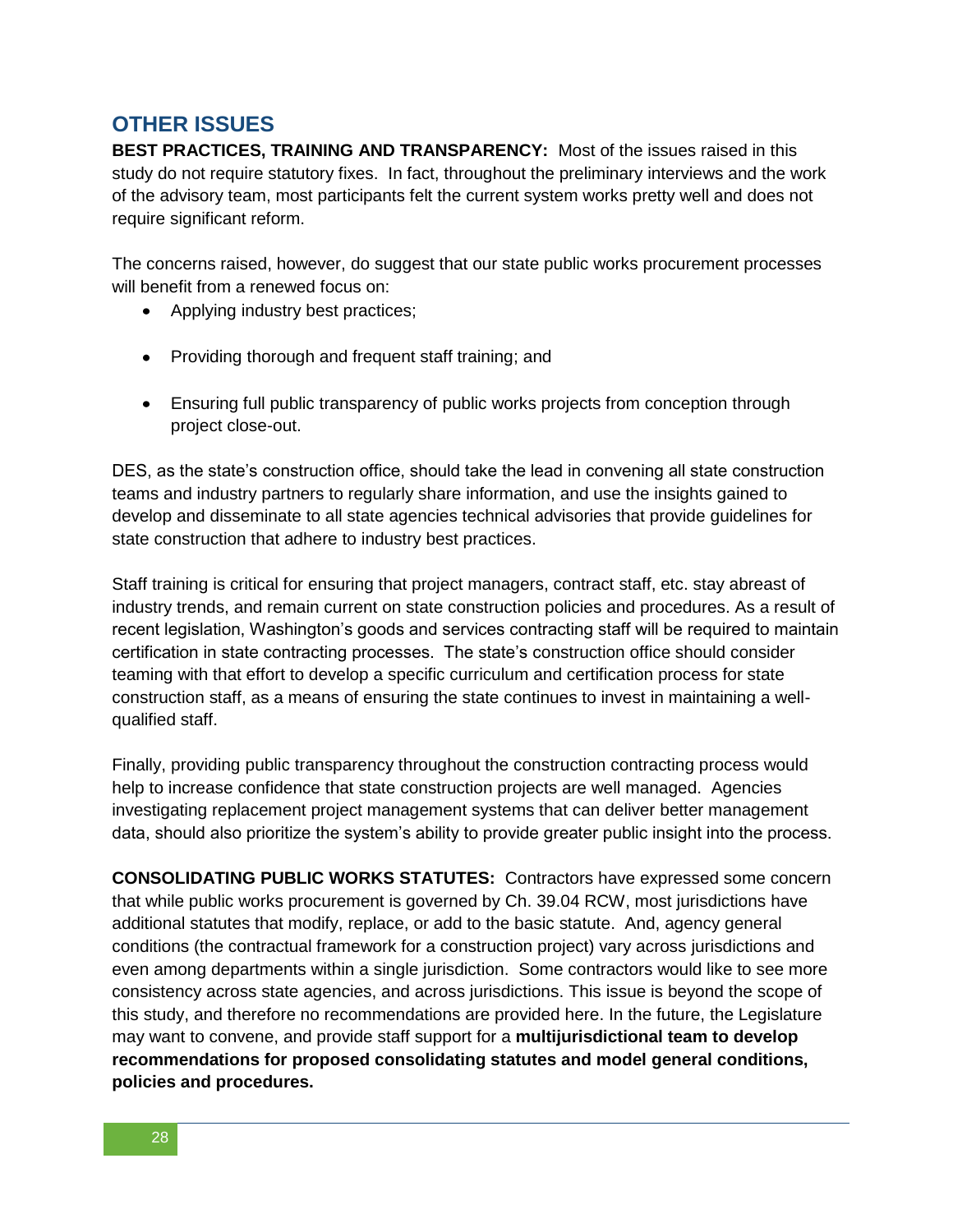## OTHER ISSUES

**BEST PRACTICES, TRAINING AND TRANSPARENCY:** Most of the issues raised in this study do not require statutory fixes. In fact, throughout the preliminary interviews and the work of the advisory team, most participants felt the current system works pretty well and does not require significant reform.

The concerns raised, however, do suggest that our state public works procurement processes will benefit from a renewed focus on:

- Applying industry best practices;
- Providing thorough and frequent staff training; and
- Ensuring full public transparency of public works projects from conception through project close-out.

DES, as the state's construction office, should take the lead in convening all state construction teams and industry partners to regularly share information, and use the insights gained to develop and disseminate to all state agencies technical advisories that provide guidelines for state construction that adhere to industry best practices.

Staff training is critical for ensuring that project managers, contract staff, etc. stay abreast of industry trends, and remain current on state construction policies and procedures. As a result of recent legislation, Washington's goods and services contracting staff will be required to maintain certification in state contracting processes. The state's construction office should consider teaming with that effort to develop a specific curriculum and certification process for state construction staff, as a means of ensuring the state continues to invest in maintaining a well-qualified staff.

Finally, providing public transparency throughout the construction contracting process would help to increase confidence that state construction projects are well managed. Agencies investigating replacement project management systems that can deliver better management data, should also prioritize the system's ability to provide greater public insight into the process.

**CONSOLIDATING PUBLIC WORKS STATUTES:** Contractors have expressed some concern that while public works procurement is governed by Ch. 39.04 RCW, most jurisdictions have additional statutes that modify, replace, or add to the basic statute. And, agency general conditions (the contractual framework for a construction project) vary across jurisdictions and even among departments within a single jurisdiction. Some contractors would like to see more consistency across state agencies, and across jurisdictions. This issue is beyond the scope of this study, and therefore no recommendations are provided here. In the future, the Legislature may want to convene, and provide staff support for a **multijurisdictional team to develop recommendations for proposed consolidating statutes and model general conditions, policies and procedures.**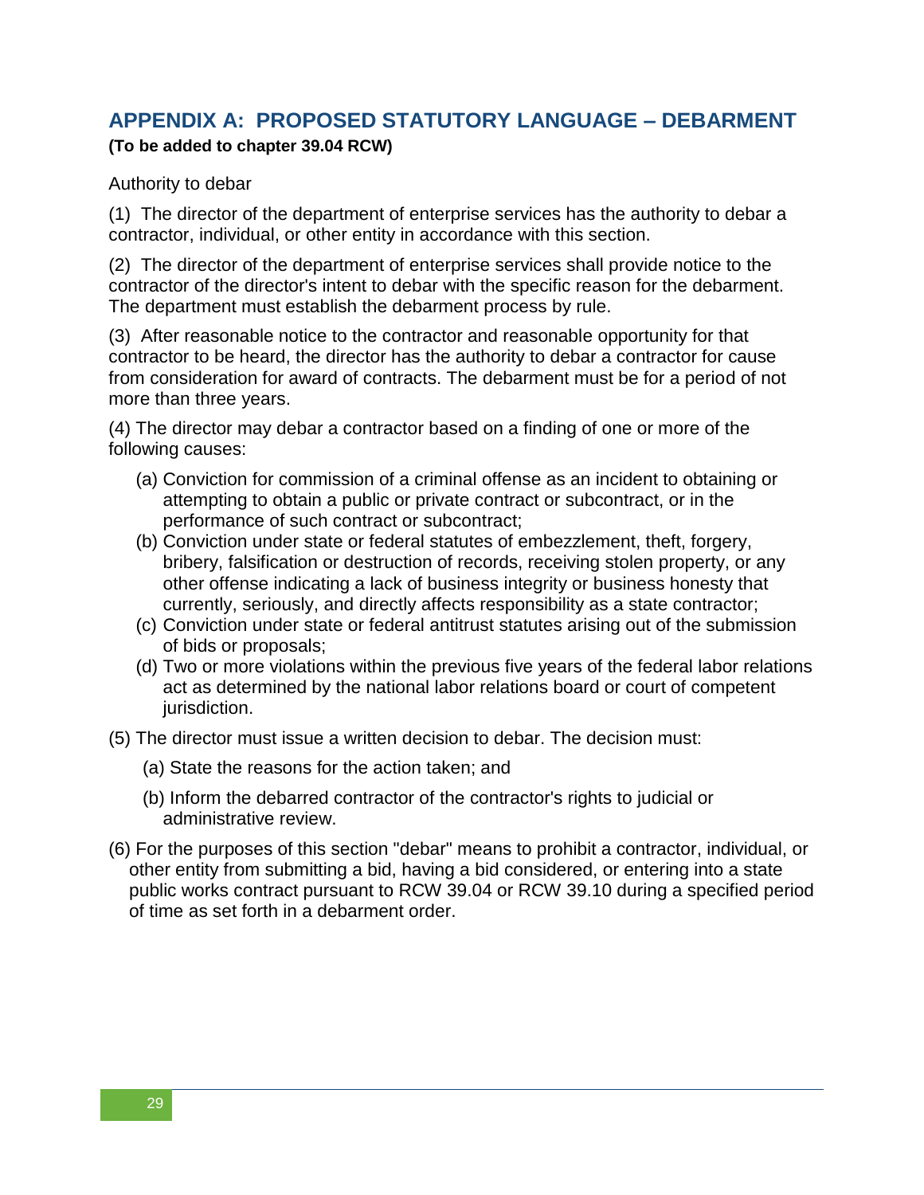## APPENDIX A: PROPOSED STATUTORY LANGUAGE – DEBARMENT

**(To be added to chapter 39.04 RCW)**

Authority to debar

(1) The director of the department of enterprise services has the authority to debar a contractor, individual, or other entity in accordance with this section.

(2) The director of the department of enterprise services shall provide notice to the contractor of the director's intent to debar with the specific reason for the debarment. The department must establish the debarment process by rule.

(3) After reasonable notice to the contractor and reasonable opportunity for that contractor to be heard, the director has the authority to debar a contractor for cause from consideration for award of contracts. The debarment must be for a period of not more than three years.

(4) The director may debar a contractor based on a finding of one or more of the following causes:

- (a) Conviction for commission of a criminal offense as an incident to obtaining or attempting to obtain a public or private contract or subcontract, or in the performance of such contract or subcontract;
- (b) Conviction under state or federal statutes of embezzlement, theft, forgery, bribery, falsification or destruction of records, receiving stolen property, or any other offense indicating a lack of business integrity or business honesty that currently, seriously, and directly affects responsibility as a state contractor;
- (c) Conviction under state or federal antitrust statutes arising out of the submission of bids or proposals;
- (d) Two or more violations within the previous five years of the federal labor relations act as determined by the national labor relations board or court of competent jurisdiction.

(5) The director must issue a written decision to debar. The decision must:

- (a) State the reasons for the action taken; and
- (b) Inform the debarred contractor of the contractor's rights to judicial or administrative review.

(6) For the purposes of this section "debar" means to prohibit a contractor, individual, or other entity from submitting a bid, having a bid considered, or entering into a state public works contract pursuant to RCW 39.04 or RCW 39.10 during a specified period of time as set forth in a debarment order.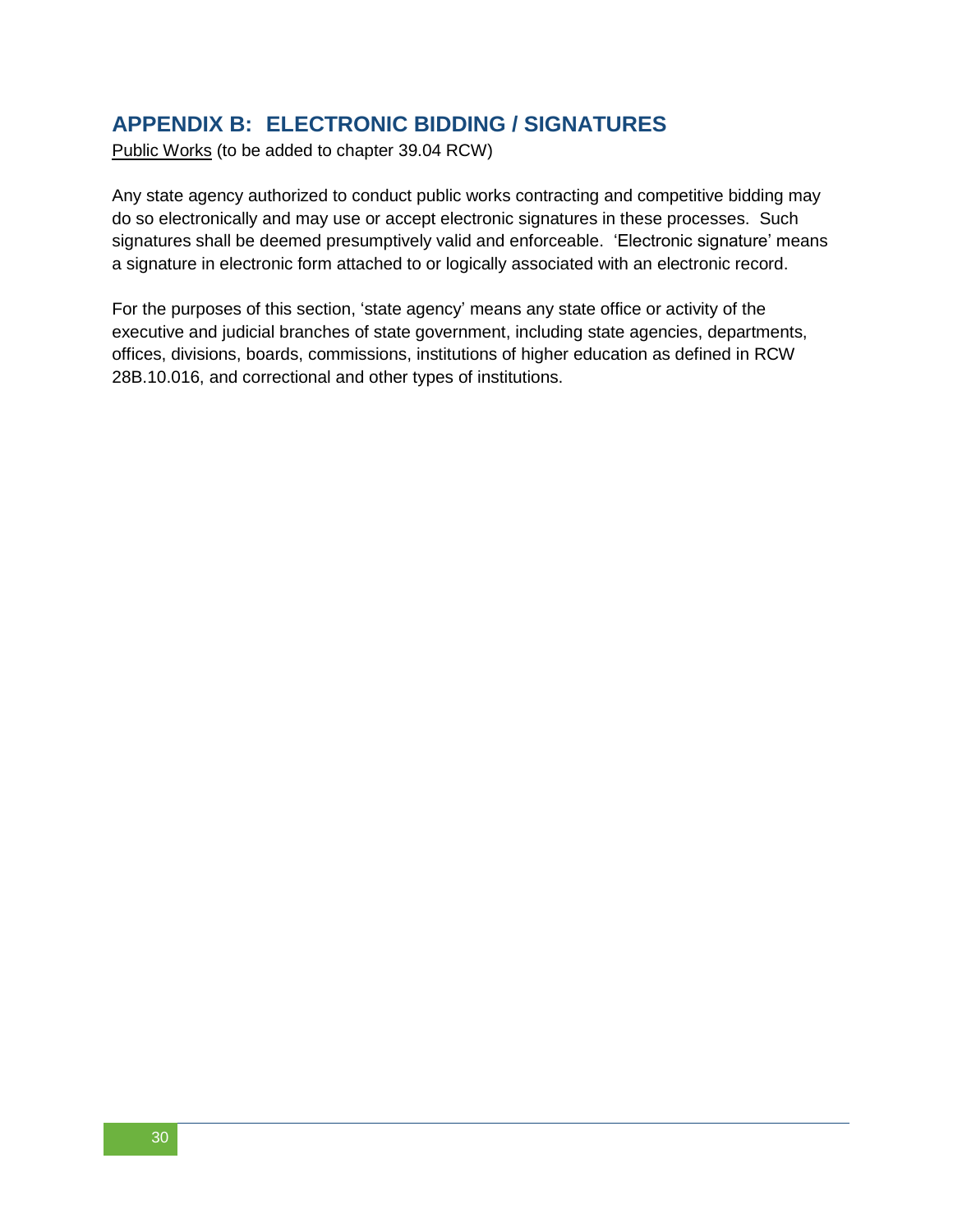## APPENDIX B: ELECTRONIC BIDDING / SIGNATURES

Public Works (to be added to chapter 39.04 RCW)

Any state agency authorized to conduct public works contracting and competitive bidding may do so electronically and may use or accept electronic signatures in these processes. Such signatures shall be deemed presumptively valid and enforceable. 'Electronic signature' means a signature in electronic form attached to or logically associated with an electronic record.

For the purposes of this section, 'state agency' means any state office or activity of the executive and judicial branches of state government, including state agencies, departments, offices, divisions, boards, commissions, institutions of higher education as defined in RCW 28B.10.016, and correctional and other types of institutions.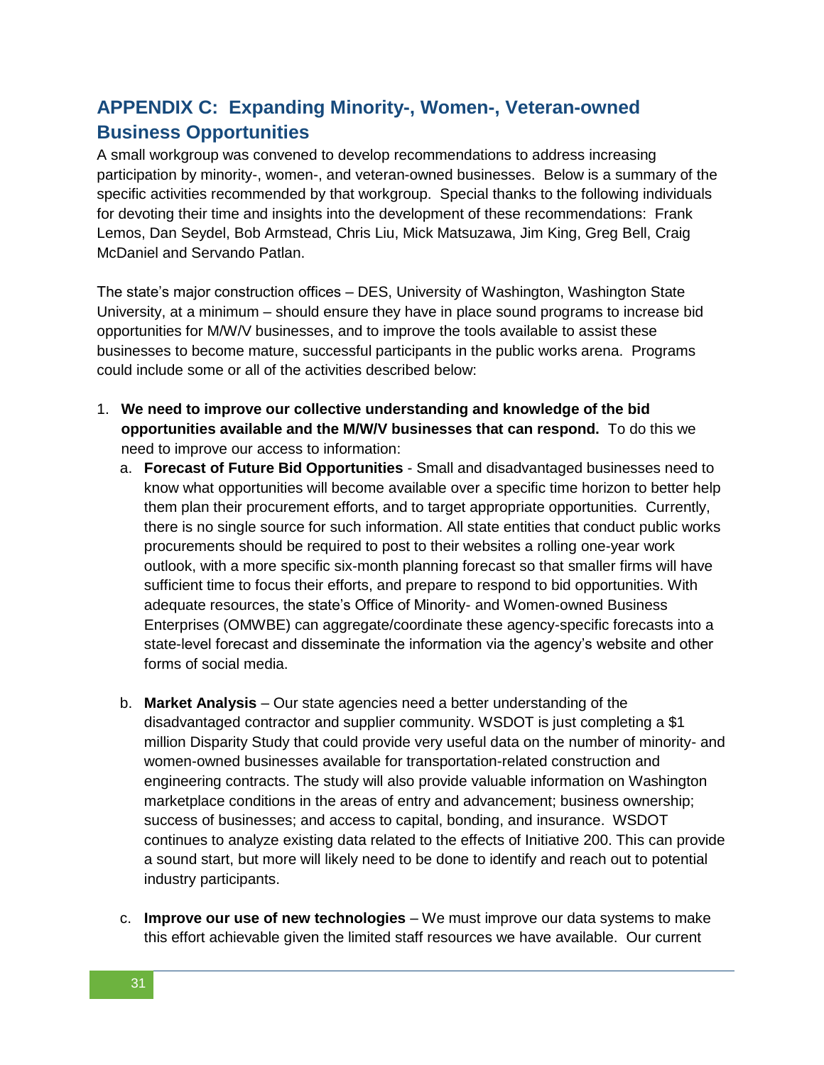## APPENDIX C: Expanding Minority-, Women-, Veteran-owned Business Opportunities

A small workgroup was convened to develop recommendations to address increasing participation by minority-, women-, and veteran-owned businesses. Below is a summary of the specific activities recommended by that workgroup. Special thanks to the following individuals for devoting their time and insights into the development of these recommendations: Frank Lemos, Dan Seydel, Bob Armstead, Chris Liu, Mick Matsuzawa, Jim King, Greg Bell, Craig McDaniel and Servando Patlan.

The state's major construction offices – DES, University of Washington, Washington State University, at a minimum – should ensure they have in place sound programs to increase bid opportunities for M/W/V businesses, and to improve the tools available to assist these businesses to become mature, successful participants in the public works arena. Programs could include some or all of the activities described below:

1. **We need to improve our collective understanding and knowledge of the bid opportunities available and the M/W/V businesses that can respond.** To do this we need to improve our access to information:
   a. **Forecast of Future Bid Opportunities** - Small and disadvantaged businesses need to know what opportunities will become available over a specific time horizon to better help them plan their procurement efforts, and to target appropriate opportunities. Currently, there is no single source for such information. All state entities that conduct public works procurements should be required to post to their websites a rolling one-year work outlook, with a more specific six-month planning forecast so that smaller firms will have sufficient time to focus their efforts, and prepare to respond to bid opportunities. With adequate resources, the state's Office of Minority- and Women-owned Business Enterprises (OMWBE) can aggregate/coordinate these agency-specific forecasts into a state-level forecast and disseminate the information via the agency's website and other forms of social media.

   b. **Market Analysis** – Our state agencies need a better understanding of the disadvantaged contractor and supplier community. WSDOT is just completing a $1 million Disparity Study that could provide very useful data on the number of minority- and women-owned businesses available for transportation-related construction and engineering contracts. The study will also provide valuable information on Washington marketplace conditions in the areas of entry and advancement; business ownership; success of businesses; and access to capital, bonding, and insurance. WSDOT continues to analyze existing data related to the effects of Initiative 200. This can provide a sound start, but more will likely need to be done to identify and reach out to potential industry participants.

   c. **Improve our use of new technologies** – We must improve our data systems to make this effort achievable given the limited staff resources we have available. Our current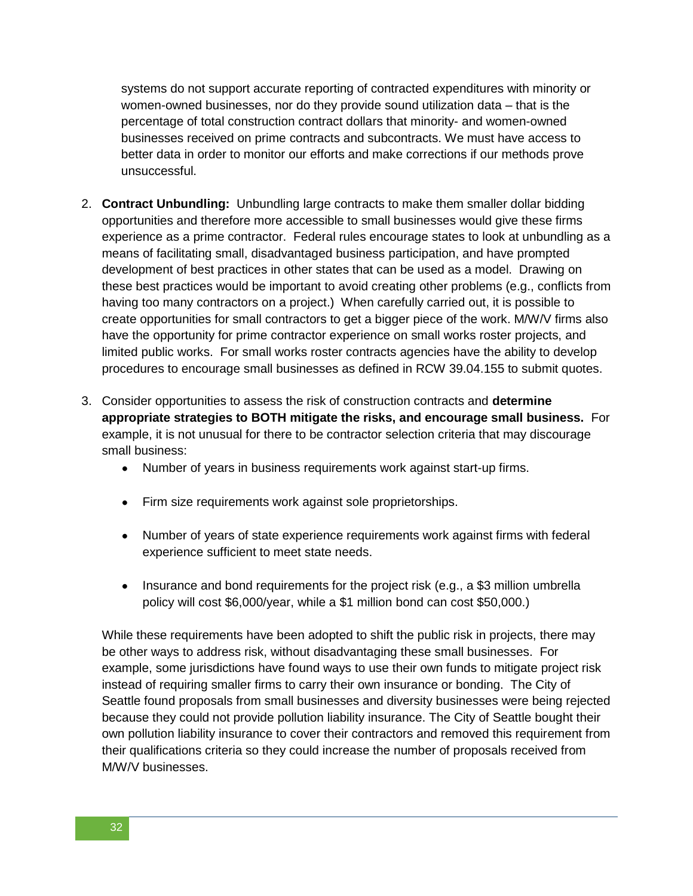systems do not support accurate reporting of contracted expenditures with minority or women-owned businesses, nor do they provide sound utilization data – that is the percentage of total construction contract dollars that minority- and women-owned businesses received on prime contracts and subcontracts. We must have access to better data in order to monitor our efforts and make corrections if our methods prove unsuccessful.

2. **Contract Unbundling:** Unbundling large contracts to make them smaller dollar bidding opportunities and therefore more accessible to small businesses would give these firms experience as a prime contractor. Federal rules encourage states to look at unbundling as a means of facilitating small, disadvantaged business participation, and have prompted development of best practices in other states that can be used as a model. Drawing on these best practices would be important to avoid creating other problems (e.g., conflicts from having too many contractors on a project.) When carefully carried out, it is possible to create opportunities for small contractors to get a bigger piece of the work. M/W/V firms also have the opportunity for prime contractor experience on small works roster projects, and limited public works. For small works roster contracts agencies have the ability to develop procedures to encourage small businesses as defined in RCW 39.04.155 to submit quotes.

3. Consider opportunities to assess the risk of construction contracts and **determine appropriate strategies to BOTH mitigate the risks, and encourage small business.** For example, it is not unusual for there to be contractor selection criteria that may discourage small business:

   - Number of years in business requirements work against start-up firms.
   - Firm size requirements work against sole proprietorships.
   - Number of years of state experience requirements work against firms with federal experience sufficient to meet state needs.
   - Insurance and bond requirements for the project risk (e.g., a $3 million umbrella policy will cost $6,000/year, while a $1 million bond can cost $50,000.)

   While these requirements have been adopted to shift the public risk in projects, there may be other ways to address risk, without disadvantaging these small businesses. For example, some jurisdictions have found ways to use their own funds to mitigate project risk instead of requiring smaller firms to carry their own insurance or bonding. The City of Seattle found proposals from small businesses and diversity businesses were being rejected because they could not provide pollution liability insurance. The City of Seattle bought their own pollution liability insurance to cover their contractors and removed this requirement from their qualifications criteria so they could increase the number of proposals received from M/W/V businesses.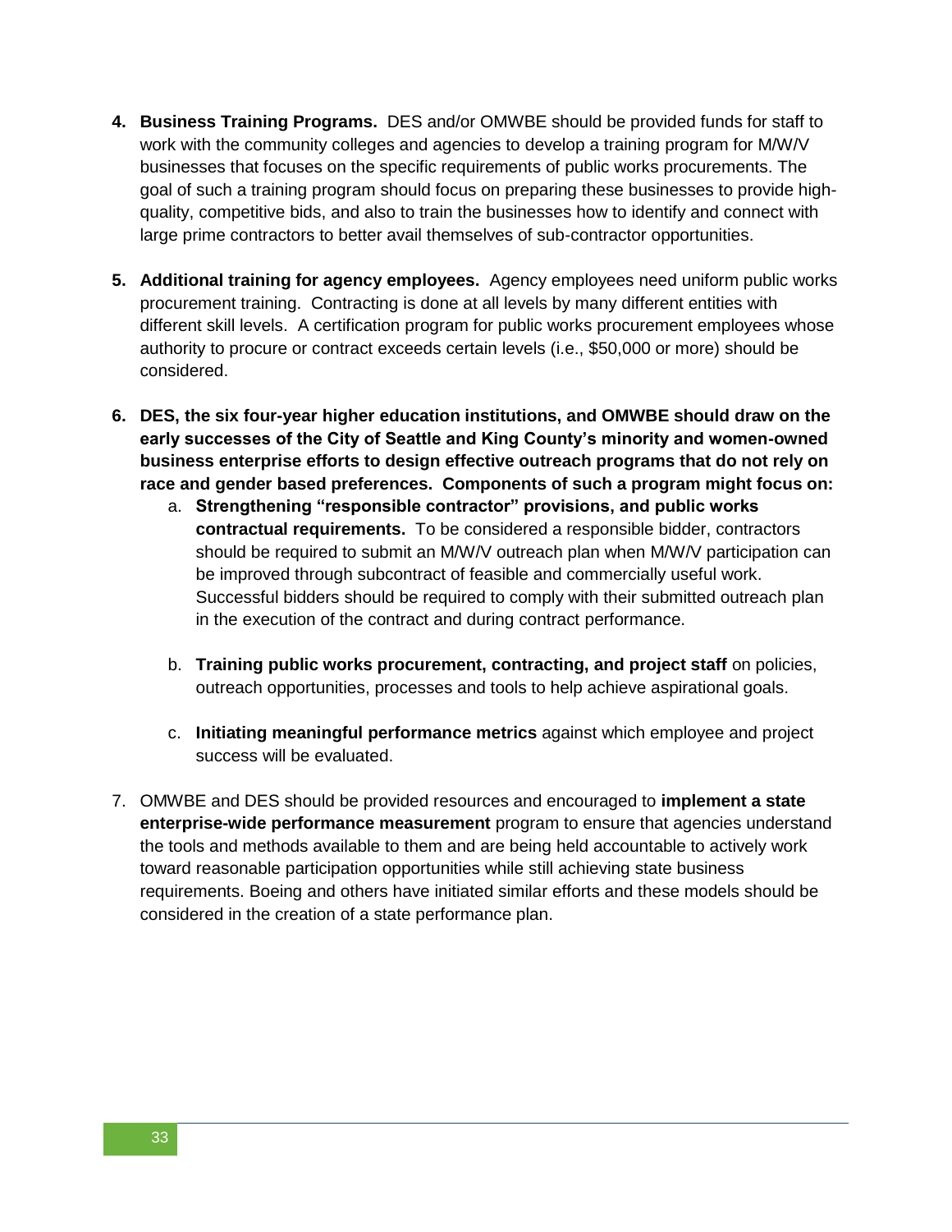4. **Business Training Programs.** DES and/or OMWBE should be provided funds for staff to work with the community colleges and agencies to develop a training program for M/W/V businesses that focuses on the specific requirements of public works procurements. The goal of such a training program should focus on preparing these businesses to provide high-quality, competitive bids, and also to train the businesses how to identify and connect with large prime contractors to better avail themselves of sub-contractor opportunities.

5. **Additional training for agency employees.** Agency employees need uniform public works procurement training. Contracting is done at all levels by many different entities with different skill levels. A certification program for public works procurement employees whose authority to procure or contract exceeds certain levels (i.e., $50,000 or more) should be considered.

6. **DES, the six four-year higher education institutions, and OMWBE should draw on the early successes of the City of Seattle and King County's minority and women-owned business enterprise efforts to design effective outreach programs that do not rely on race and gender based preferences. Components of such a program might focus on:**
   a. **Strengthening "responsible contractor" provisions, and public works contractual requirements.** To be considered a responsible bidder, contractors should be required to submit an M/W/V outreach plan when M/W/V participation can be improved through subcontract of feasible and commercially useful work. Successful bidders should be required to comply with their submitted outreach plan in the execution of the contract and during contract performance.

   b. **Training public works procurement, contracting, and project staff** on policies, outreach opportunities, processes and tools to help achieve aspirational goals.

   c. **Initiating meaningful performance metrics** against which employee and project success will be evaluated.

7. OMWBE and DES should be provided resources and encouraged to **implement a state enterprise-wide performance measurement** program to ensure that agencies understand the tools and methods available to them and are being held accountable to actively work toward reasonable participation opportunities while still achieving state business requirements. Boeing and others have initiated similar efforts and these models should be considered in the creation of a state performance plan.